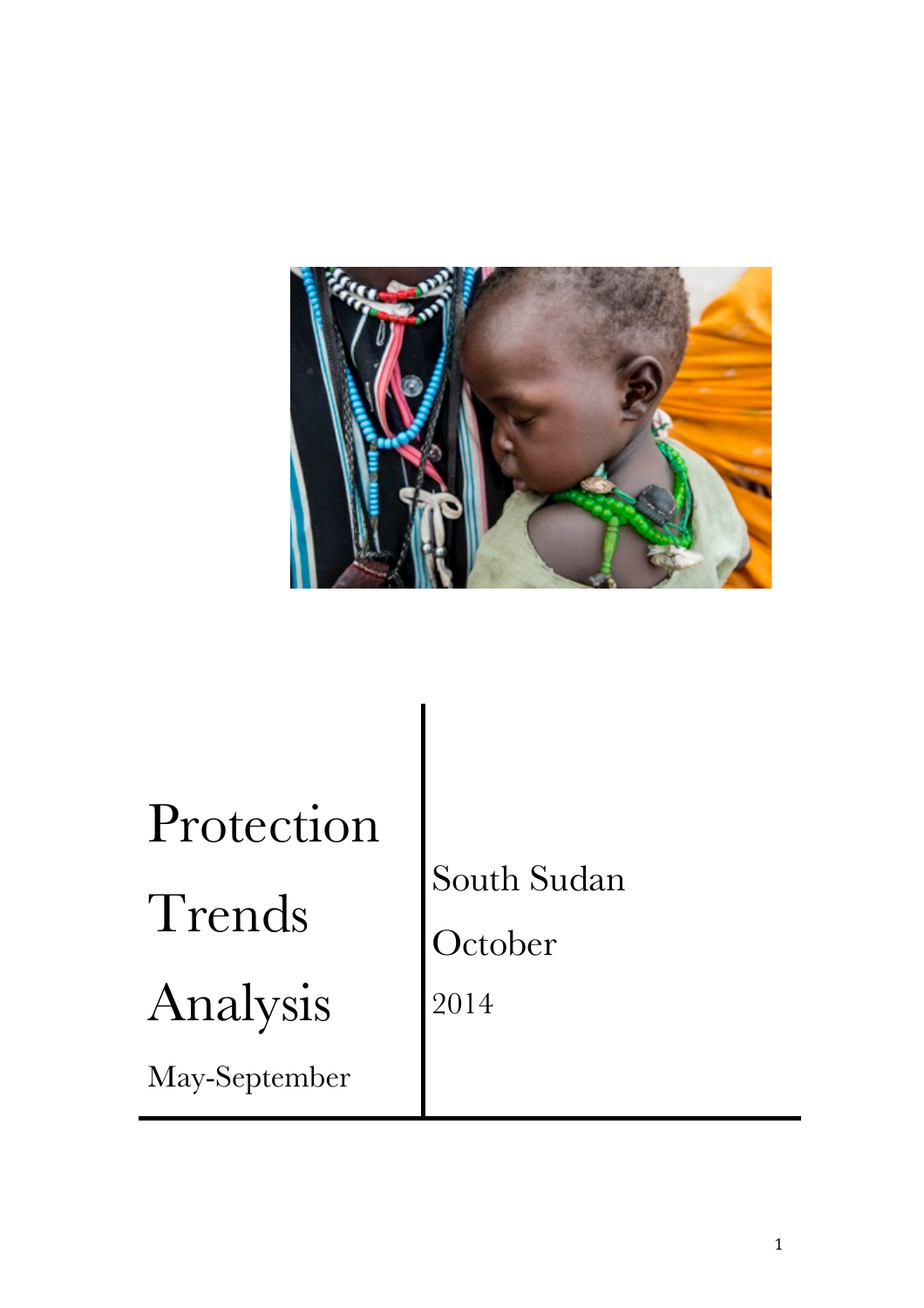# Protection Trends Analysis

May-September

South Sudan

October

2014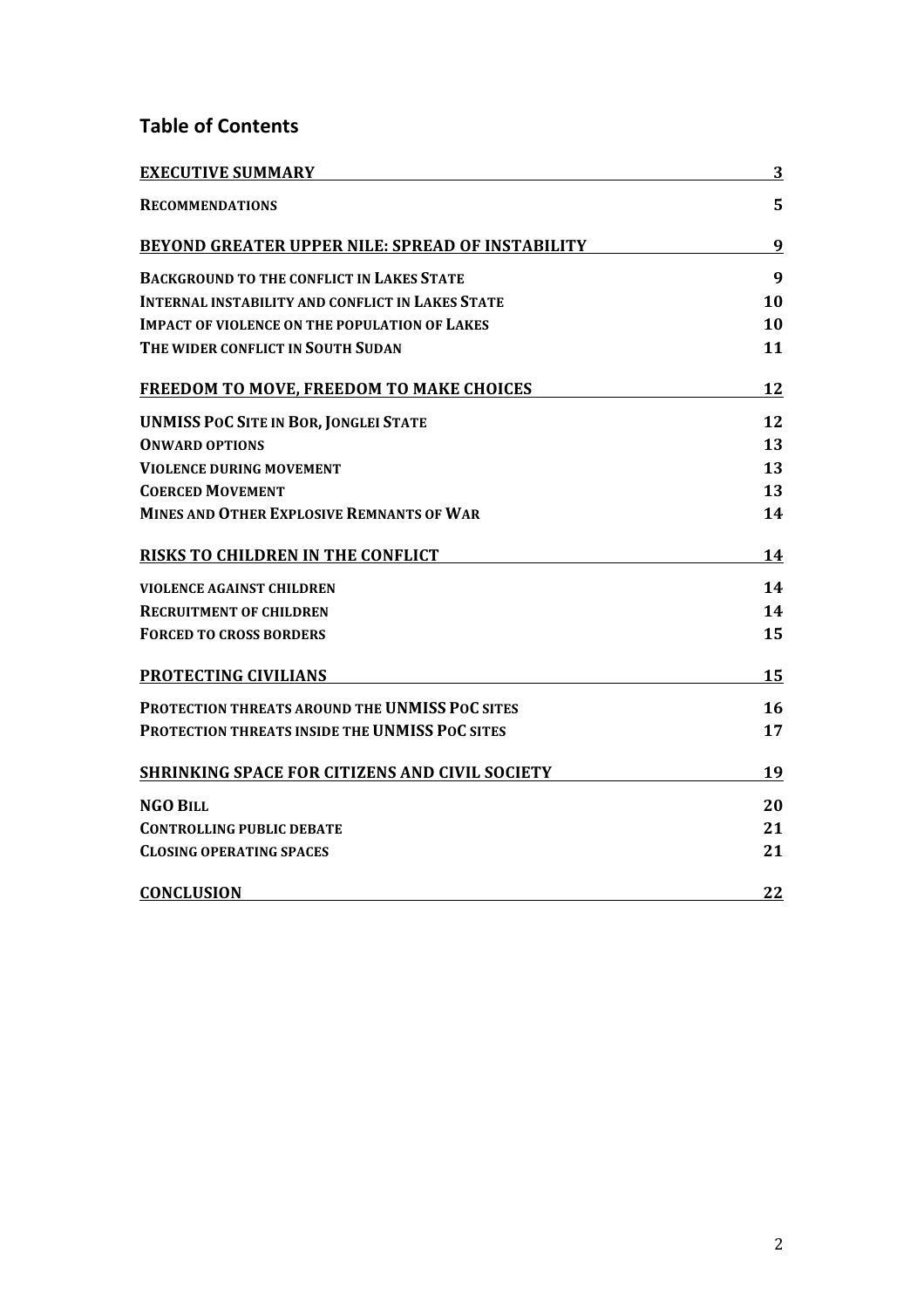## Table of Contents

| | |
|---|---|
| **EXECUTIVE SUMMARY** | **3** |
| **RECOMMENDATIONS** | **5** |
| **BEYOND GREATER UPPER NILE: SPREAD OF INSTABILITY** | **9** |
| **BACKGROUND TO THE CONFLICT IN LAKES STATE** | **9** |
| **INTERNAL INSTABILITY AND CONFLICT IN LAKES STATE** | **10** |
| **IMPACT OF VIOLENCE ON THE POPULATION OF LAKES** | **10** |
| **THE WIDER CONFLICT IN SOUTH SUDAN** | **11** |
| **FREEDOM TO MOVE, FREEDOM TO MAKE CHOICES** | **12** |
| **UNMISS POC SITE IN BOR, JONGLEI STATE** | **12** |
| **ONWARD OPTIONS** | **13** |
| **VIOLENCE DURING MOVEMENT** | **13** |
| **COERCED MOVEMENT** | **13** |
| **MINES AND OTHER EXPLOSIVE REMNANTS OF WAR** | **14** |
| **RISKS TO CHILDREN IN THE CONFLICT** | **14** |
| **VIOLENCE AGAINST CHILDREN** | **14** |
| **RECRUITMENT OF CHILDREN** | **14** |
| **FORCED TO CROSS BORDERS** | **15** |
| **PROTECTING CIVILIANS** | **15** |
| **PROTECTION THREATS AROUND THE UNMISS POC SITES** | **16** |
| **PROTECTION THREATS INSIDE THE UNMISS POC SITES** | **17** |
| **SHRINKING SPACE FOR CITIZENS AND CIVIL SOCIETY** | **19** |
| **NGO BILL** | **20** |
| **CONTROLLING PUBLIC DEBATE** | **21** |
| **CLOSING OPERATING SPACES** | **21** |
| **CONCLUSION** | **22** |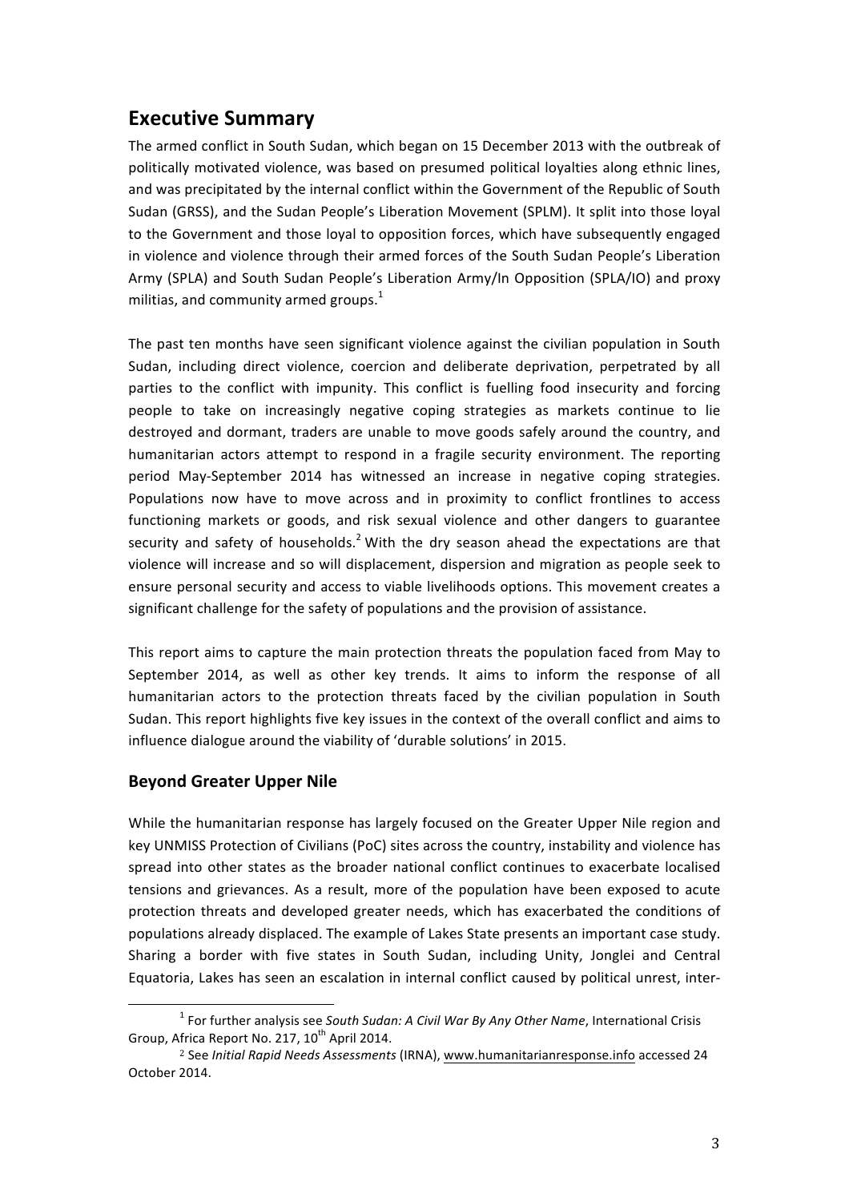## Executive Summary

The armed conflict in South Sudan, which began on 15 December 2013 with the outbreak of politically motivated violence, was based on presumed political loyalties along ethnic lines, and was precipitated by the internal conflict within the Government of the Republic of South Sudan (GRSS), and the Sudan People's Liberation Movement (SPLM). It split into those loyal to the Government and those loyal to opposition forces, which have subsequently engaged in violence and violence through their armed forces of the South Sudan People's Liberation Army (SPLA) and South Sudan People's Liberation Army/In Opposition (SPLA/IO) and proxy militias, and community armed groups.[1]

The past ten months have seen significant violence against the civilian population in South Sudan, including direct violence, coercion and deliberate deprivation, perpetrated by all parties to the conflict with impunity. This conflict is fuelling food insecurity and forcing people to take on increasingly negative coping strategies as markets continue to lie destroyed and dormant, traders are unable to move goods safely around the country, and humanitarian actors attempt to respond in a fragile security environment. The reporting period May-September 2014 has witnessed an increase in negative coping strategies. Populations now have to move across and in proximity to conflict frontlines to access functioning markets or goods, and risk sexual violence and other dangers to guarantee security and safety of households.[2] With the dry season ahead the expectations are that violence will increase and so will displacement, dispersion and migration as people seek to ensure personal security and access to viable livelihoods options. This movement creates a significant challenge for the safety of populations and the provision of assistance.

This report aims to capture the main protection threats the population faced from May to September 2014, as well as other key trends. It aims to inform the response of all humanitarian actors to the protection threats faced by the civilian population in South Sudan. This report highlights five key issues in the context of the overall conflict and aims to influence dialogue around the viability of 'durable solutions' in 2015.

### Beyond Greater Upper Nile

While the humanitarian response has largely focused on the Greater Upper Nile region and key UNMISS Protection of Civilians (PoC) sites across the country, instability and violence has spread into other states as the broader national conflict continues to exacerbate localised tensions and grievances. As a result, more of the population have been exposed to acute protection threats and developed greater needs, which has exacerbated the conditions of populations already displaced. The example of Lakes State presents an important case study. Sharing a border with five states in South Sudan, including Unity, Jonglei and Central Equatoria, Lakes has seen an escalation in internal conflict caused by political unrest, inter-

---

[1] For further analysis see *South Sudan: A Civil War By Any Other Name*, International Crisis Group, Africa Report No. 217, 10th April 2014.

[2] See *Initial Rapid Needs Assessments* (IRNA), www.humanitarianresponse.info accessed 24 October 2014.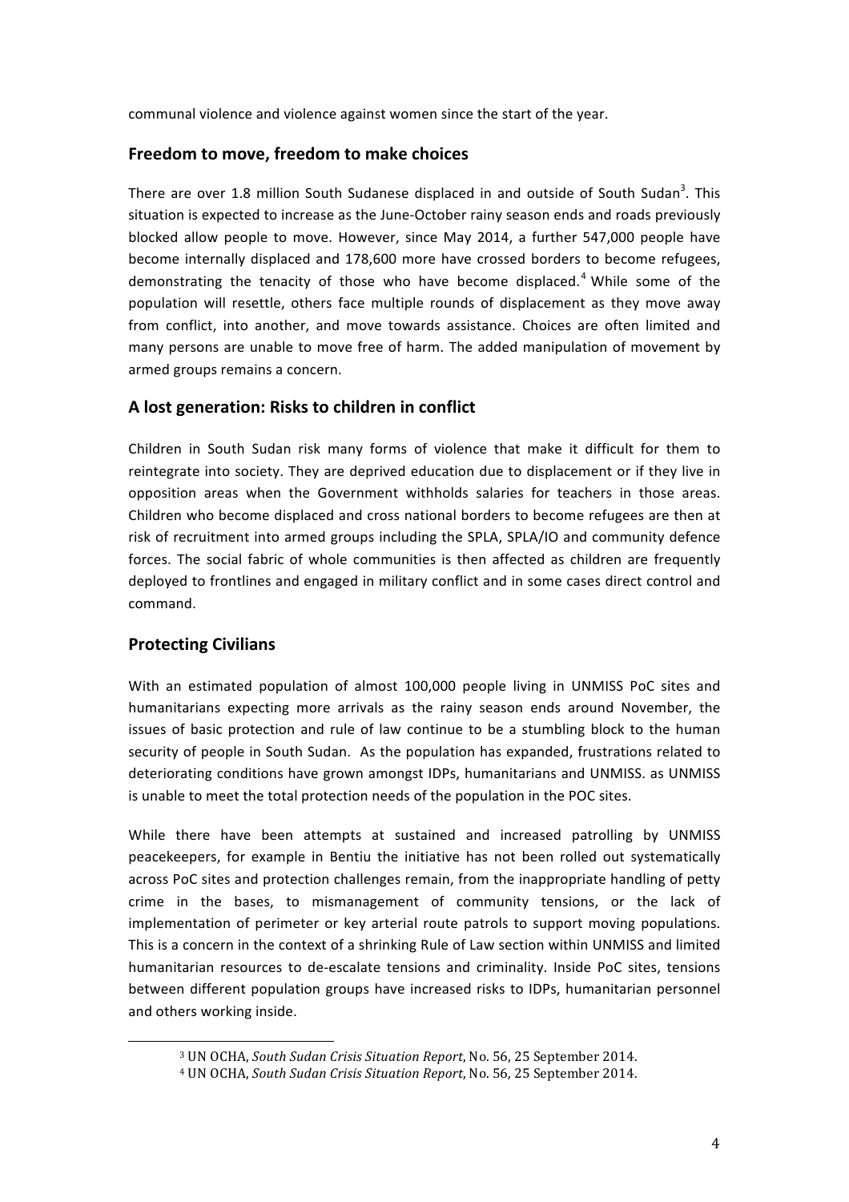communal violence and violence against women since the start of the year.

## Freedom to move, freedom to make choices

There are over 1.8 million South Sudanese displaced in and outside of South Sudan[3]. This situation is expected to increase as the June-October rainy season ends and roads previously blocked allow people to move. However, since May 2014, a further 547,000 people have become internally displaced and 178,600 more have crossed borders to become refugees, demonstrating the tenacity of those who have become displaced.[4] While some of the population will resettle, others face multiple rounds of displacement as they move away from conflict, into another, and move towards assistance. Choices are often limited and many persons are unable to move free of harm. The added manipulation of movement by armed groups remains a concern.

## A lost generation: Risks to children in conflict

Children in South Sudan risk many forms of violence that make it difficult for them to reintegrate into society. They are deprived education due to displacement or if they live in opposition areas when the Government withholds salaries for teachers in those areas. Children who become displaced and cross national borders to become refugees are then at risk of recruitment into armed groups including the SPLA, SPLA/IO and community defence forces. The social fabric of whole communities is then affected as children are frequently deployed to frontlines and engaged in military conflict and in some cases direct control and command.

## Protecting Civilians

With an estimated population of almost 100,000 people living in UNMISS PoC sites and humanitarians expecting more arrivals as the rainy season ends around November, the issues of basic protection and rule of law continue to be a stumbling block to the human security of people in South Sudan. As the population has expanded, frustrations related to deteriorating conditions have grown amongst IDPs, humanitarians and UNMISS. as UNMISS is unable to meet the total protection needs of the population in the POC sites.

While there have been attempts at sustained and increased patrolling by UNMISS peacekeepers, for example in Bentiu the initiative has not been rolled out systematically across PoC sites and protection challenges remain, from the inappropriate handling of petty crime in the bases, to mismanagement of community tensions, or the lack of implementation of perimeter or key arterial route patrols to support moving populations. This is a concern in the context of a shrinking Rule of Law section within UNMISS and limited humanitarian resources to de-escalate tensions and criminality. Inside PoC sites, tensions between different population groups have increased risks to IDPs, humanitarian personnel and others working inside.

---

[3] UN OCHA, *South Sudan Crisis Situation Report*, No. 56, 25 September 2014.

[4] UN OCHA, *South Sudan Crisis Situation Report*, No. 56, 25 September 2014.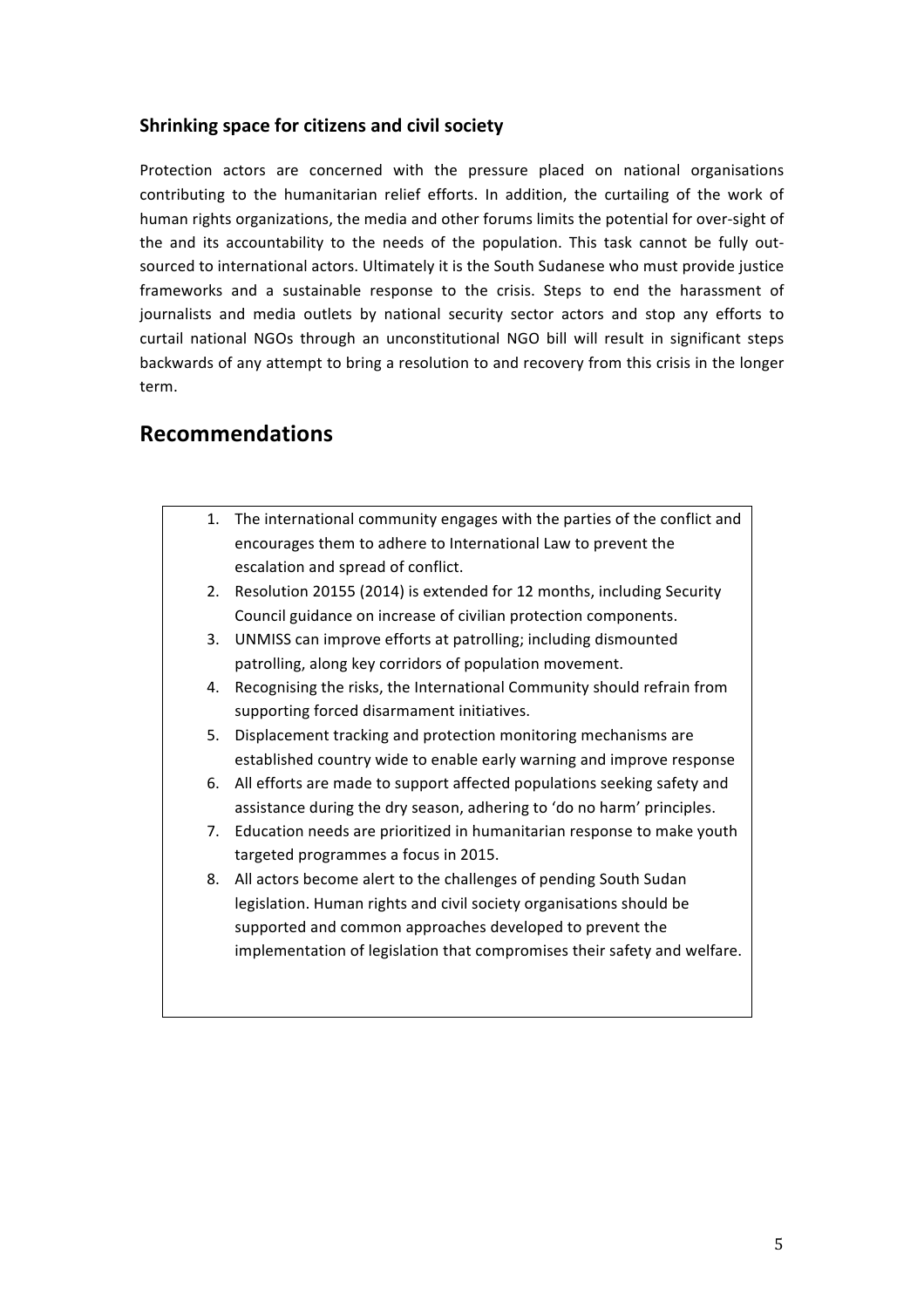### Shrinking space for citizens and civil society

Protection actors are concerned with the pressure placed on national organisations contributing to the humanitarian relief efforts. In addition, the curtailing of the work of human rights organizations, the media and other forums limits the potential for over-sight of the and its accountability to the needs of the population. This task cannot be fully out-sourced to international actors. Ultimately it is the South Sudanese who must provide justice frameworks and a sustainable response to the crisis. Steps to end the harassment of journalists and media outlets by national security sector actors and stop any efforts to curtail national NGOs through an unconstitutional NGO bill will result in significant steps backwards of any attempt to bring a resolution to and recovery from this crisis in the longer term.

## Recommendations

1. The international community engages with the parties of the conflict and encourages them to adhere to International Law to prevent the escalation and spread of conflict.
2. Resolution 20155 (2014) is extended for 12 months, including Security Council guidance on increase of civilian protection components.
3. UNMISS can improve efforts at patrolling; including dismounted patrolling, along key corridors of population movement.
4. Recognising the risks, the International Community should refrain from supporting forced disarmament initiatives.
5. Displacement tracking and protection monitoring mechanisms are established country wide to enable early warning and improve response
6. All efforts are made to support affected populations seeking safety and assistance during the dry season, adhering to 'do no harm' principles.
7. Education needs are prioritized in humanitarian response to make youth targeted programmes a focus in 2015.
8. All actors become alert to the challenges of pending South Sudan legislation. Human rights and civil society organisations should be supported and common approaches developed to prevent the implementation of legislation that compromises their safety and welfare.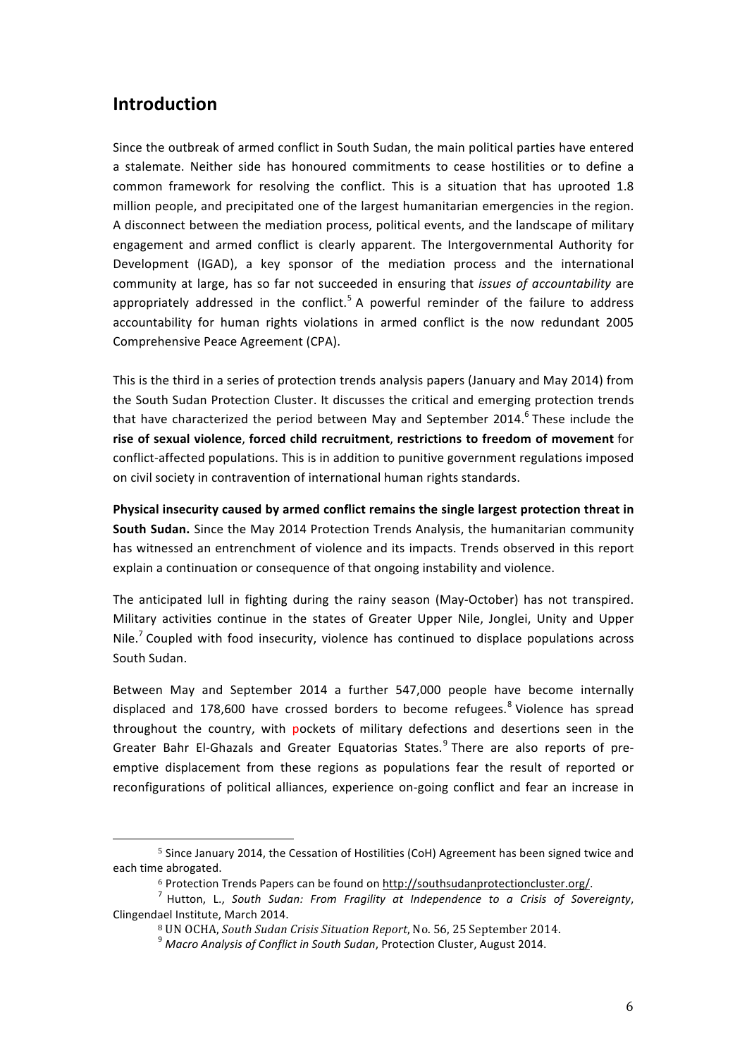## Introduction

Since the outbreak of armed conflict in South Sudan, the main political parties have entered a stalemate. Neither side has honoured commitments to cease hostilities or to define a common framework for resolving the conflict. This is a situation that has uprooted 1.8 million people, and precipitated one of the largest humanitarian emergencies in the region. A disconnect between the mediation process, political events, and the landscape of military engagement and armed conflict is clearly apparent. The Intergovernmental Authority for Development (IGAD), a key sponsor of the mediation process and the international community at large, has so far not succeeded in ensuring that *issues of accountability* are appropriately addressed in the conflict.[5] A powerful reminder of the failure to address accountability for human rights violations in armed conflict is the now redundant 2005 Comprehensive Peace Agreement (CPA).

This is the third in a series of protection trends analysis papers (January and May 2014) from the South Sudan Protection Cluster. It discusses the critical and emerging protection trends that have characterized the period between May and September 2014.[6] These include the **rise of sexual violence**, **forced child recruitment**, **restrictions to freedom of movement** for conflict-affected populations. This is in addition to punitive government regulations imposed on civil society in contravention of international human rights standards.

**Physical insecurity caused by armed conflict remains the single largest protection threat in South Sudan.** Since the May 2014 Protection Trends Analysis, the humanitarian community has witnessed an entrenchment of violence and its impacts. Trends observed in this report explain a continuation or consequence of that ongoing instability and violence.

The anticipated lull in fighting during the rainy season (May-October) has not transpired. Military activities continue in the states of Greater Upper Nile, Jonglei, Unity and Upper Nile.[7] Coupled with food insecurity, violence has continued to displace populations across South Sudan.

Between May and September 2014 a further 547,000 people have become internally displaced and 178,600 have crossed borders to become refugees.[8] Violence has spread throughout the country, with pockets of military defections and desertions seen in the Greater Bahr El-Ghazals and Greater Equatorias States.[9] There are also reports of pre-emptive displacement from these regions as populations fear the result of reported or reconfigurations of political alliances, experience on-going conflict and fear an increase in

---

[5] Since January 2014, the Cessation of Hostilities (CoH) Agreement has been signed twice and each time abrogated.

[6] Protection Trends Papers can be found on http://southsudanprotectioncluster.org/.

[7] Hutton, L., *South Sudan: From Fragility at Independence to a Crisis of Sovereignty*, Clingendael Institute, March 2014.

[8] UN OCHA, *South Sudan Crisis Situation Report*, No. 56, 25 September 2014.

[9] *Macro Analysis of Conflict in South Sudan*, Protection Cluster, August 2014.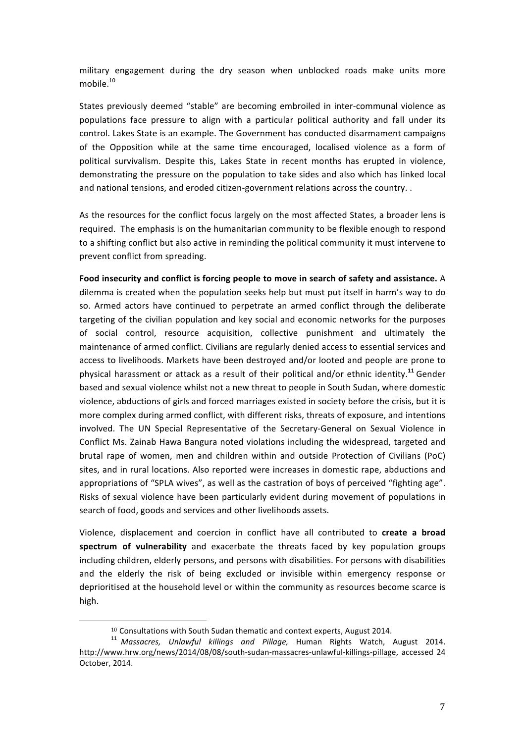military engagement during the dry season when unblocked roads make units more mobile.[10]

States previously deemed "stable" are becoming embroiled in inter-communal violence as populations face pressure to align with a particular political authority and fall under its control. Lakes State is an example. The Government has conducted disarmament campaigns of the Opposition while at the same time encouraged, localised violence as a form of political survivalism. Despite this, Lakes State in recent months has erupted in violence, demonstrating the pressure on the population to take sides and also which has linked local and national tensions, and eroded citizen-government relations across the country. .

As the resources for the conflict focus largely on the most affected States, a broader lens is required. The emphasis is on the humanitarian community to be flexible enough to respond to a shifting conflict but also active in reminding the political community it must intervene to prevent conflict from spreading.

**Food insecurity and conflict is forcing people to move in search of safety and assistance.** A dilemma is created when the population seeks help but must put itself in harm's way to do so. Armed actors have continued to perpetrate an armed conflict through the deliberate targeting of the civilian population and key social and economic networks for the purposes of social control, resource acquisition, collective punishment and ultimately the maintenance of armed conflict. Civilians are regularly denied access to essential services and access to livelihoods. Markets have been destroyed and/or looted and people are prone to physical harassment or attack as a result of their political and/or ethnic identity.[11] Gender based and sexual violence whilst not a new threat to people in South Sudan, where domestic violence, abductions of girls and forced marriages existed in society before the crisis, but it is more complex during armed conflict, with different risks, threats of exposure, and intentions involved. The UN Special Representative of the Secretary-General on Sexual Violence in Conflict Ms. Zainab Hawa Bangura noted violations including the widespread, targeted and brutal rape of women, men and children within and outside Protection of Civilians (PoC) sites, and in rural locations. Also reported were increases in domestic rape, abductions and appropriations of "SPLA wives", as well as the castration of boys of perceived "fighting age". Risks of sexual violence have been particularly evident during movement of populations in search of food, goods and services and other livelihoods assets.

Violence, displacement and coercion in conflict have all contributed to **create a broad spectrum of vulnerability** and exacerbate the threats faced by key population groups including children, elderly persons, and persons with disabilities. For persons with disabilities and the elderly the risk of being excluded or invisible within emergency response or deprioritised at the household level or within the community as resources become scarce is high.

---

[10] Consultations with South Sudan thematic and context experts, August 2014.

[11] *Massacres, Unlawful killings and Pillage,* Human Rights Watch, August 2014. http://www.hrw.org/news/2014/08/08/south-sudan-massacres-unlawful-killings-pillage, accessed 24 October, 2014.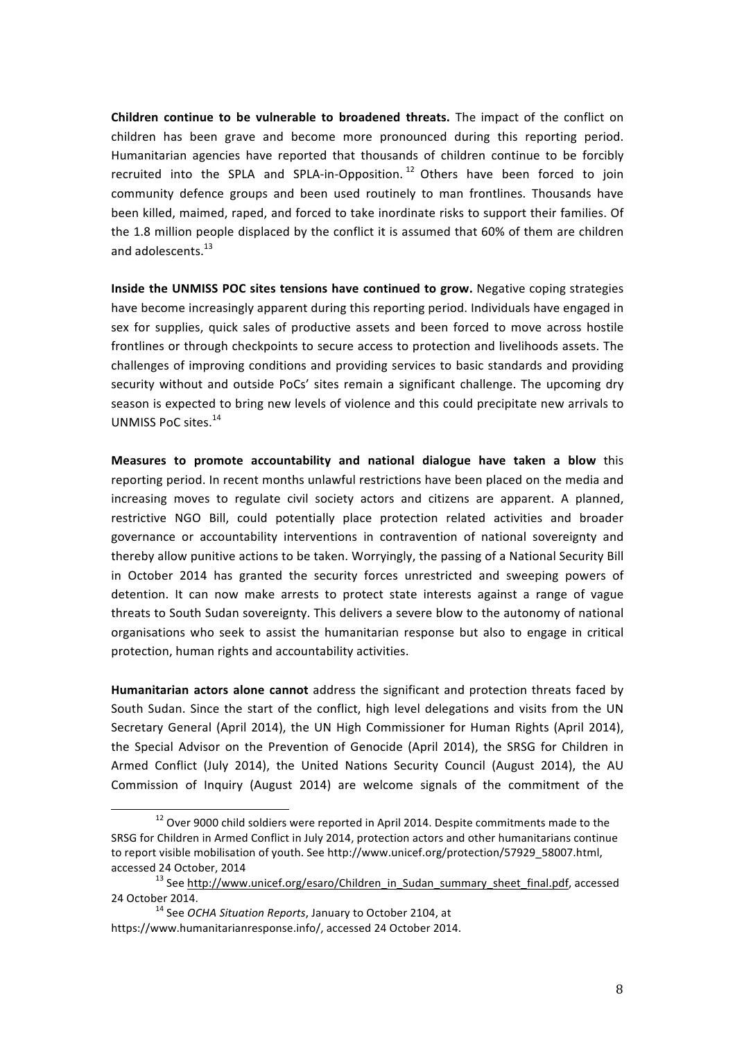**Children continue to be vulnerable to broadened threats.** The impact of the conflict on children has been grave and become more pronounced during this reporting period. Humanitarian agencies have reported that thousands of children continue to be forcibly recruited into the SPLA and SPLA-in-Opposition.[12] Others have been forced to join community defence groups and been used routinely to man frontlines. Thousands have been killed, maimed, raped, and forced to take inordinate risks to support their families. Of the 1.8 million people displaced by the conflict it is assumed that 60% of them are children and adolescents.[13]

**Inside the UNMISS POC sites tensions have continued to grow.** Negative coping strategies have become increasingly apparent during this reporting period. Individuals have engaged in sex for supplies, quick sales of productive assets and been forced to move across hostile frontlines or through checkpoints to secure access to protection and livelihoods assets. The challenges of improving conditions and providing services to basic standards and providing security without and outside PoCs' sites remain a significant challenge. The upcoming dry season is expected to bring new levels of violence and this could precipitate new arrivals to UNMISS PoC sites.[14]

**Measures to promote accountability and national dialogue have taken a blow** this reporting period. In recent months unlawful restrictions have been placed on the media and increasing moves to regulate civil society actors and citizens are apparent. A planned, restrictive NGO Bill, could potentially place protection related activities and broader governance or accountability interventions in contravention of national sovereignty and thereby allow punitive actions to be taken. Worryingly, the passing of a National Security Bill in October 2014 has granted the security forces unrestricted and sweeping powers of detention. It can now make arrests to protect state interests against a range of vague threats to South Sudan sovereignty. This delivers a severe blow to the autonomy of national organisations who seek to assist the humanitarian response but also to engage in critical protection, human rights and accountability activities.

**Humanitarian actors alone cannot** address the significant and protection threats faced by South Sudan. Since the start of the conflict, high level delegations and visits from the UN Secretary General (April 2014), the UN High Commissioner for Human Rights (April 2014), the Special Advisor on the Prevention of Genocide (April 2014), the SRSG for Children in Armed Conflict (July 2014), the United Nations Security Council (August 2014), the AU Commission of Inquiry (August 2014) are welcome signals of the commitment of the

---

[12] Over 9000 child soldiers were reported in April 2014. Despite commitments made to the SRSG for Children in Armed Conflict in July 2014, protection actors and other humanitarians continue to report visible mobilisation of youth. See http://www.unicef.org/protection/57929_58007.html, accessed 24 October, 2014

[13] See http://www.unicef.org/esaro/Children_in_Sudan_summary_sheet_final.pdf, accessed 24 October 2014.

[14] See *OCHA Situation Reports*, January to October 2104, at https://www.humanitarianresponse.info/, accessed 24 October 2014.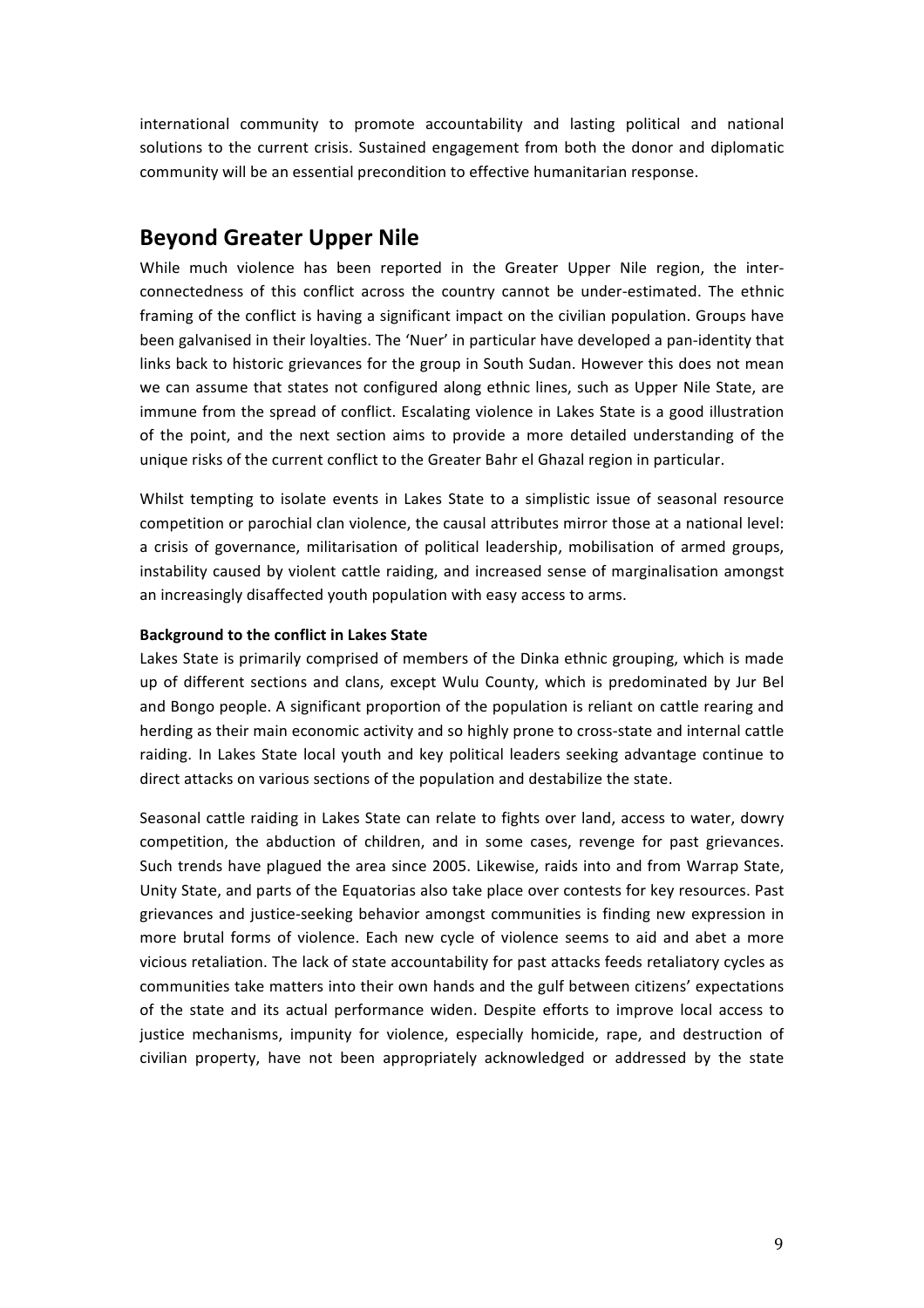international community to promote accountability and lasting political and national solutions to the current crisis. Sustained engagement from both the donor and diplomatic community will be an essential precondition to effective humanitarian response.

## Beyond Greater Upper Nile

While much violence has been reported in the Greater Upper Nile region, the inter-connectedness of this conflict across the country cannot be under-estimated. The ethnic framing of the conflict is having a significant impact on the civilian population. Groups have been galvanised in their loyalties. The 'Nuer' in particular have developed a pan-identity that links back to historic grievances for the group in South Sudan. However this does not mean we can assume that states not configured along ethnic lines, such as Upper Nile State, are immune from the spread of conflict. Escalating violence in Lakes State is a good illustration of the point, and the next section aims to provide a more detailed understanding of the unique risks of the current conflict to the Greater Bahr el Ghazal region in particular.

Whilst tempting to isolate events in Lakes State to a simplistic issue of seasonal resource competition or parochial clan violence, the causal attributes mirror those at a national level: a crisis of governance, militarisation of political leadership, mobilisation of armed groups, instability caused by violent cattle raiding, and increased sense of marginalisation amongst an increasingly disaffected youth population with easy access to arms.

**Background to the conflict in Lakes State**

Lakes State is primarily comprised of members of the Dinka ethnic grouping, which is made up of different sections and clans, except Wulu County, which is predominated by Jur Bel and Bongo people. A significant proportion of the population is reliant on cattle rearing and herding as their main economic activity and so highly prone to cross-state and internal cattle raiding. In Lakes State local youth and key political leaders seeking advantage continue to direct attacks on various sections of the population and destabilize the state.

Seasonal cattle raiding in Lakes State can relate to fights over land, access to water, dowry competition, the abduction of children, and in some cases, revenge for past grievances. Such trends have plagued the area since 2005. Likewise, raids into and from Warrap State, Unity State, and parts of the Equatorias also take place over contests for key resources. Past grievances and justice-seeking behavior amongst communities is finding new expression in more brutal forms of violence. Each new cycle of violence seems to aid and abet a more vicious retaliation. The lack of state accountability for past attacks feeds retaliatory cycles as communities take matters into their own hands and the gulf between citizens' expectations of the state and its actual performance widen. Despite efforts to improve local access to justice mechanisms, impunity for violence, especially homicide, rape, and destruction of civilian property, have not been appropriately acknowledged or addressed by the state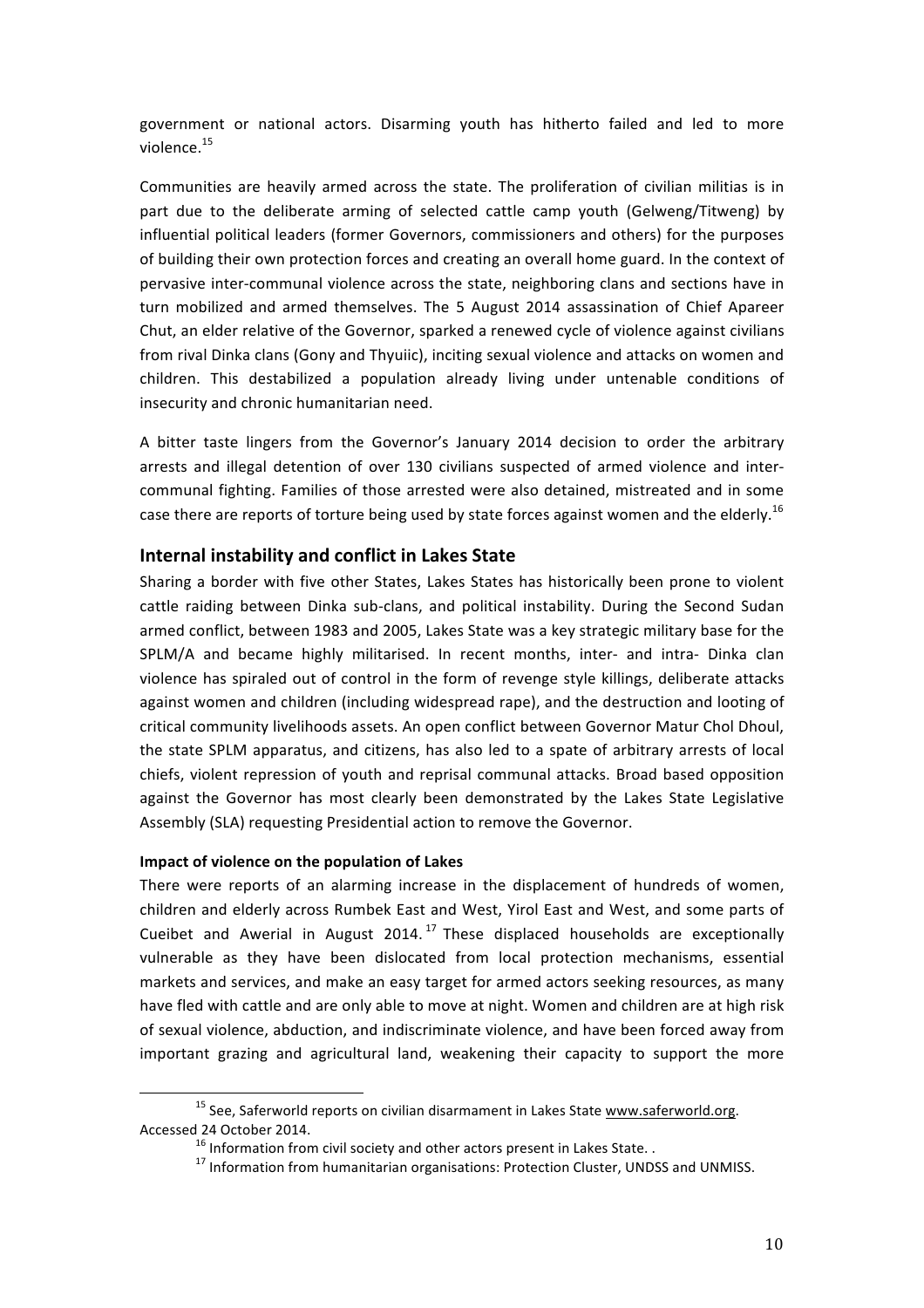government or national actors. Disarming youth has hitherto failed and led to more violence.[15]

Communities are heavily armed across the state. The proliferation of civilian militias is in part due to the deliberate arming of selected cattle camp youth (Gelweng/Titweng) by influential political leaders (former Governors, commissioners and others) for the purposes of building their own protection forces and creating an overall home guard. In the context of pervasive inter-communal violence across the state, neighboring clans and sections have in turn mobilized and armed themselves. The 5 August 2014 assassination of Chief Apareer Chut, an elder relative of the Governor, sparked a renewed cycle of violence against civilians from rival Dinka clans (Gony and Thyuiic), inciting sexual violence and attacks on women and children. This destabilized a population already living under untenable conditions of insecurity and chronic humanitarian need.

A bitter taste lingers from the Governor's January 2014 decision to order the arbitrary arrests and illegal detention of over 130 civilians suspected of armed violence and inter-communal fighting. Families of those arrested were also detained, mistreated and in some case there are reports of torture being used by state forces against women and the elderly.[16]

## Internal instability and conflict in Lakes State

Sharing a border with five other States, Lakes States has historically been prone to violent cattle raiding between Dinka sub-clans, and political instability. During the Second Sudan armed conflict, between 1983 and 2005, Lakes State was a key strategic military base for the SPLM/A and became highly militarised. In recent months, inter- and intra- Dinka clan violence has spiraled out of control in the form of revenge style killings, deliberate attacks against women and children (including widespread rape), and the destruction and looting of critical community livelihoods assets. An open conflict between Governor Matur Chol Dhoul, the state SPLM apparatus, and citizens, has also led to a spate of arbitrary arrests of local chiefs, violent repression of youth and reprisal communal attacks. Broad based opposition against the Governor has most clearly been demonstrated by the Lakes State Legislative Assembly (SLA) requesting Presidential action to remove the Governor.

#### Impact of violence on the population of Lakes

There were reports of an alarming increase in the displacement of hundreds of women, children and elderly across Rumbek East and West, Yirol East and West, and some parts of Cueibet and Awerial in August 2014.[17] These displaced households are exceptionally vulnerable as they have been dislocated from local protection mechanisms, essential markets and services, and make an easy target for armed actors seeking resources, as many have fled with cattle and are only able to move at night. Women and children are at high risk of sexual violence, abduction, and indiscriminate violence, and have been forced away from important grazing and agricultural land, weakening their capacity to support the more

---

[15] See, Saferworld reports on civilian disarmament in Lakes State www.saferworld.org. Accessed 24 October 2014.

[16] Information from civil society and other actors present in Lakes State. .

[17] Information from humanitarian organisations: Protection Cluster, UNDSS and UNMISS.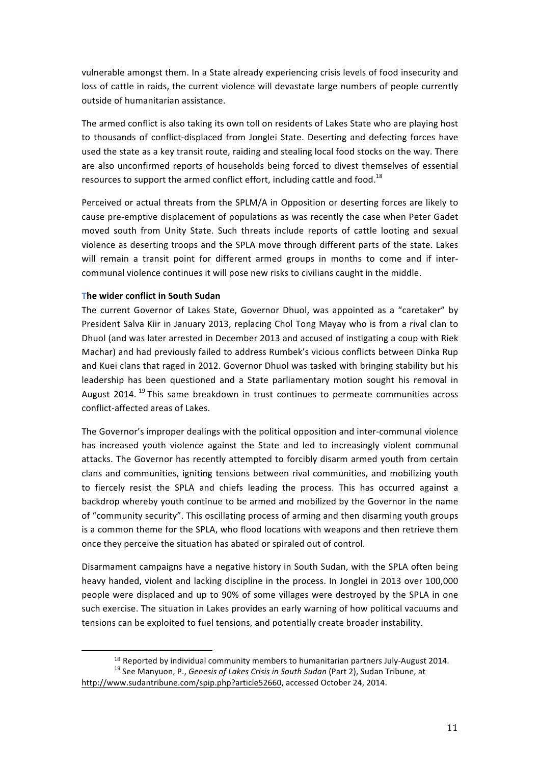vulnerable amongst them. In a State already experiencing crisis levels of food insecurity and loss of cattle in raids, the current violence will devastate large numbers of people currently outside of humanitarian assistance.

The armed conflict is also taking its own toll on residents of Lakes State who are playing host to thousands of conflict-displaced from Jonglei State. Deserting and defecting forces have used the state as a key transit route, raiding and stealing local food stocks on the way. There are also unconfirmed reports of households being forced to divest themselves of essential resources to support the armed conflict effort, including cattle and food.[18]

Perceived or actual threats from the SPLM/A in Opposition or deserting forces are likely to cause pre-emptive displacement of populations as was recently the case when Peter Gadet moved south from Unity State. Such threats include reports of cattle looting and sexual violence as deserting troops and the SPLA move through different parts of the state. Lakes will remain a transit point for different armed groups in months to come and if inter-communal violence continues it will pose new risks to civilians caught in the middle.

### The wider conflict in South Sudan

The current Governor of Lakes State, Governor Dhuol, was appointed as a "caretaker" by President Salva Kiir in January 2013, replacing Chol Tong Mayay who is from a rival clan to Dhuol (and was later arrested in December 2013 and accused of instigating a coup with Riek Machar) and had previously failed to address Rumbek's vicious conflicts between Dinka Rup and Kuei clans that raged in 2012. Governor Dhuol was tasked with bringing stability but his leadership has been questioned and a State parliamentary motion sought his removal in August 2014.[19] This same breakdown in trust continues to permeate communities across conflict-affected areas of Lakes.

The Governor's improper dealings with the political opposition and inter-communal violence has increased youth violence against the State and led to increasingly violent communal attacks. The Governor has recently attempted to forcibly disarm armed youth from certain clans and communities, igniting tensions between rival communities, and mobilizing youth to fiercely resist the SPLA and chiefs leading the process. This has occurred against a backdrop whereby youth continue to be armed and mobilized by the Governor in the name of "community security". This oscillating process of arming and then disarming youth groups is a common theme for the SPLA, who flood locations with weapons and then retrieve them once they perceive the situation has abated or spiraled out of control.

Disarmament campaigns have a negative history in South Sudan, with the SPLA often being heavy handed, violent and lacking discipline in the process. In Jonglei in 2013 over 100,000 people were displaced and up to 90% of some villages were destroyed by the SPLA in one such exercise. The situation in Lakes provides an early warning of how political vacuums and tensions can be exploited to fuel tensions, and potentially create broader instability.

---

[18] Reported by individual community members to humanitarian partners July-August 2014.

[19] See Manyuon, P., *Genesis of Lakes Crisis in South Sudan* (Part 2), Sudan Tribune, at http://www.sudantribune.com/spip.php?article52660, accessed October 24, 2014.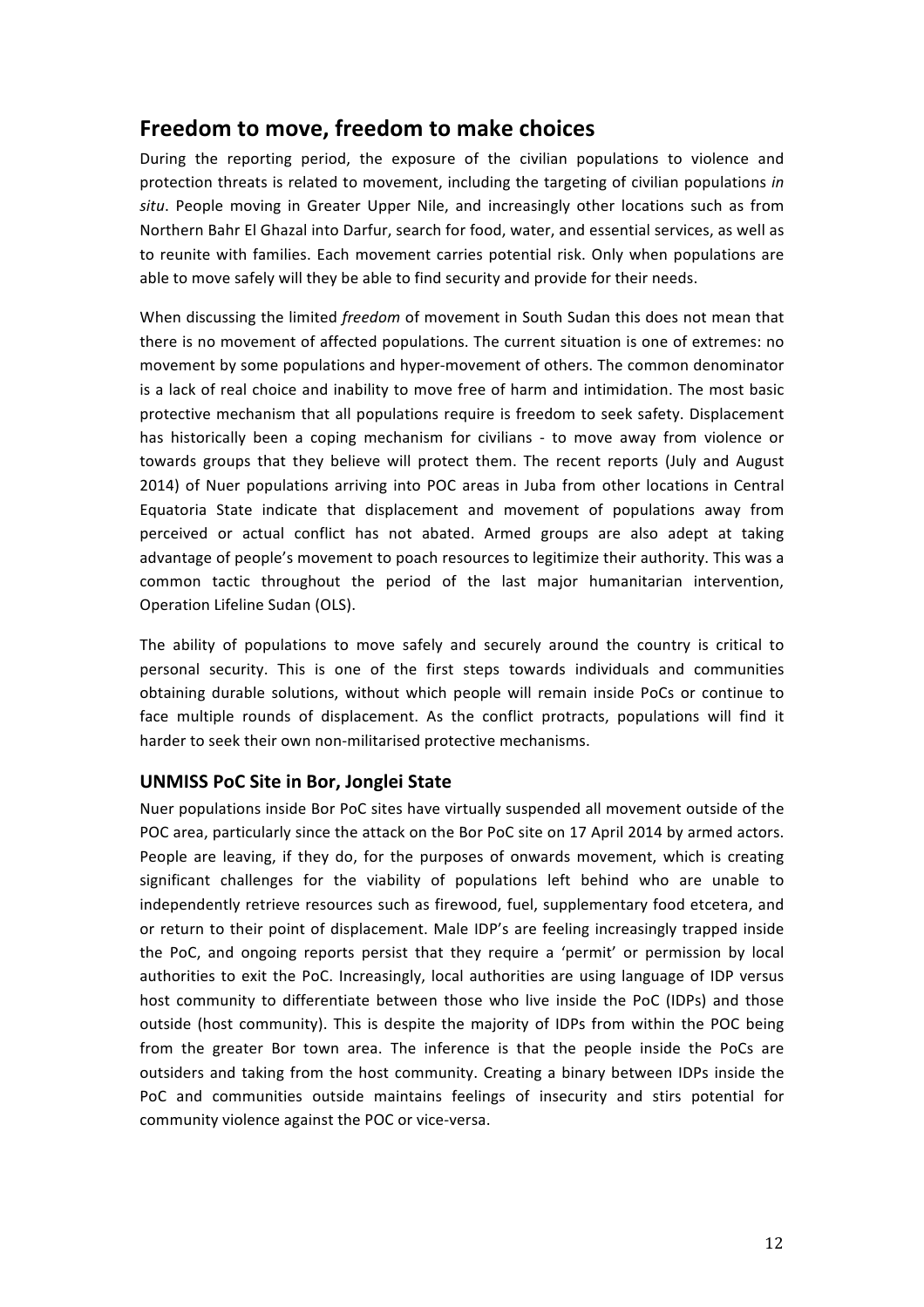## Freedom to move, freedom to make choices

During the reporting period, the exposure of the civilian populations to violence and protection threats is related to movement, including the targeting of civilian populations *in situ*. People moving in Greater Upper Nile, and increasingly other locations such as from Northern Bahr El Ghazal into Darfur, search for food, water, and essential services, as well as to reunite with families. Each movement carries potential risk. Only when populations are able to move safely will they be able to find security and provide for their needs.

When discussing the limited *freedom* of movement in South Sudan this does not mean that there is no movement of affected populations. The current situation is one of extremes: no movement by some populations and hyper-movement of others. The common denominator is a lack of real choice and inability to move free of harm and intimidation. The most basic protective mechanism that all populations require is freedom to seek safety. Displacement has historically been a coping mechanism for civilians - to move away from violence or towards groups that they believe will protect them. The recent reports (July and August 2014) of Nuer populations arriving into POC areas in Juba from other locations in Central Equatoria State indicate that displacement and movement of populations away from perceived or actual conflict has not abated. Armed groups are also adept at taking advantage of people's movement to poach resources to legitimize their authority. This was a common tactic throughout the period of the last major humanitarian intervention, Operation Lifeline Sudan (OLS).

The ability of populations to move safely and securely around the country is critical to personal security. This is one of the first steps towards individuals and communities obtaining durable solutions, without which people will remain inside PoCs or continue to face multiple rounds of displacement. As the conflict protracts, populations will find it harder to seek their own non-militarised protective mechanisms.

### UNMISS PoC Site in Bor, Jonglei State

Nuer populations inside Bor PoC sites have virtually suspended all movement outside of the POC area, particularly since the attack on the Bor PoC site on 17 April 2014 by armed actors. People are leaving, if they do, for the purposes of onwards movement, which is creating significant challenges for the viability of populations left behind who are unable to independently retrieve resources such as firewood, fuel, supplementary food etcetera, and or return to their point of displacement. Male IDP's are feeling increasingly trapped inside the PoC, and ongoing reports persist that they require a 'permit' or permission by local authorities to exit the PoC. Increasingly, local authorities are using language of IDP versus host community to differentiate between those who live inside the PoC (IDPs) and those outside (host community). This is despite the majority of IDPs from within the POC being from the greater Bor town area. The inference is that the people inside the PoCs are outsiders and taking from the host community. Creating a binary between IDPs inside the PoC and communities outside maintains feelings of insecurity and stirs potential for community violence against the POC or vice-versa.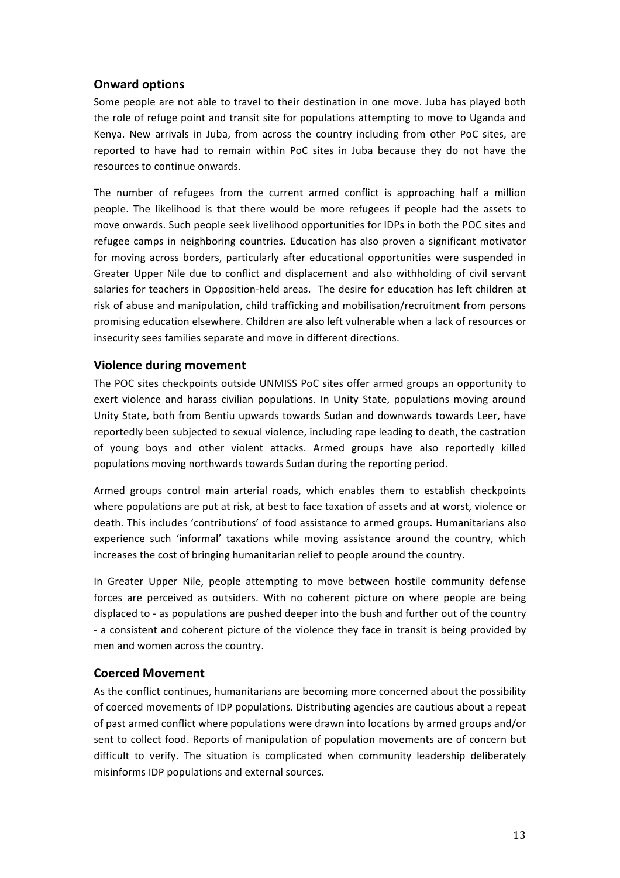## Onward options

Some people are not able to travel to their destination in one move. Juba has played both the role of refuge point and transit site for populations attempting to move to Uganda and Kenya. New arrivals in Juba, from across the country including from other PoC sites, are reported to have had to remain within PoC sites in Juba because they do not have the resources to continue onwards.

The number of refugees from the current armed conflict is approaching half a million people. The likelihood is that there would be more refugees if people had the assets to move onwards. Such people seek livelihood opportunities for IDPs in both the POC sites and refugee camps in neighboring countries. Education has also proven a significant motivator for moving across borders, particularly after educational opportunities were suspended in Greater Upper Nile due to conflict and displacement and also withholding of civil servant salaries for teachers in Opposition-held areas. The desire for education has left children at risk of abuse and manipulation, child trafficking and mobilisation/recruitment from persons promising education elsewhere. Children are also left vulnerable when a lack of resources or insecurity sees families separate and move in different directions.

## Violence during movement

The POC sites checkpoints outside UNMISS PoC sites offer armed groups an opportunity to exert violence and harass civilian populations. In Unity State, populations moving around Unity State, both from Bentiu upwards towards Sudan and downwards towards Leer, have reportedly been subjected to sexual violence, including rape leading to death, the castration of young boys and other violent attacks. Armed groups have also reportedly killed populations moving northwards towards Sudan during the reporting period.

Armed groups control main arterial roads, which enables them to establish checkpoints where populations are put at risk, at best to face taxation of assets and at worst, violence or death. This includes 'contributions' of food assistance to armed groups. Humanitarians also experience such 'informal' taxations while moving assistance around the country, which increases the cost of bringing humanitarian relief to people around the country.

In Greater Upper Nile, people attempting to move between hostile community defense forces are perceived as outsiders. With no coherent picture on where people are being displaced to - as populations are pushed deeper into the bush and further out of the country - a consistent and coherent picture of the violence they face in transit is being provided by men and women across the country.

## Coerced Movement

As the conflict continues, humanitarians are becoming more concerned about the possibility of coerced movements of IDP populations. Distributing agencies are cautious about a repeat of past armed conflict where populations were drawn into locations by armed groups and/or sent to collect food. Reports of manipulation of population movements are of concern but difficult to verify. The situation is complicated when community leadership deliberately misinforms IDP populations and external sources.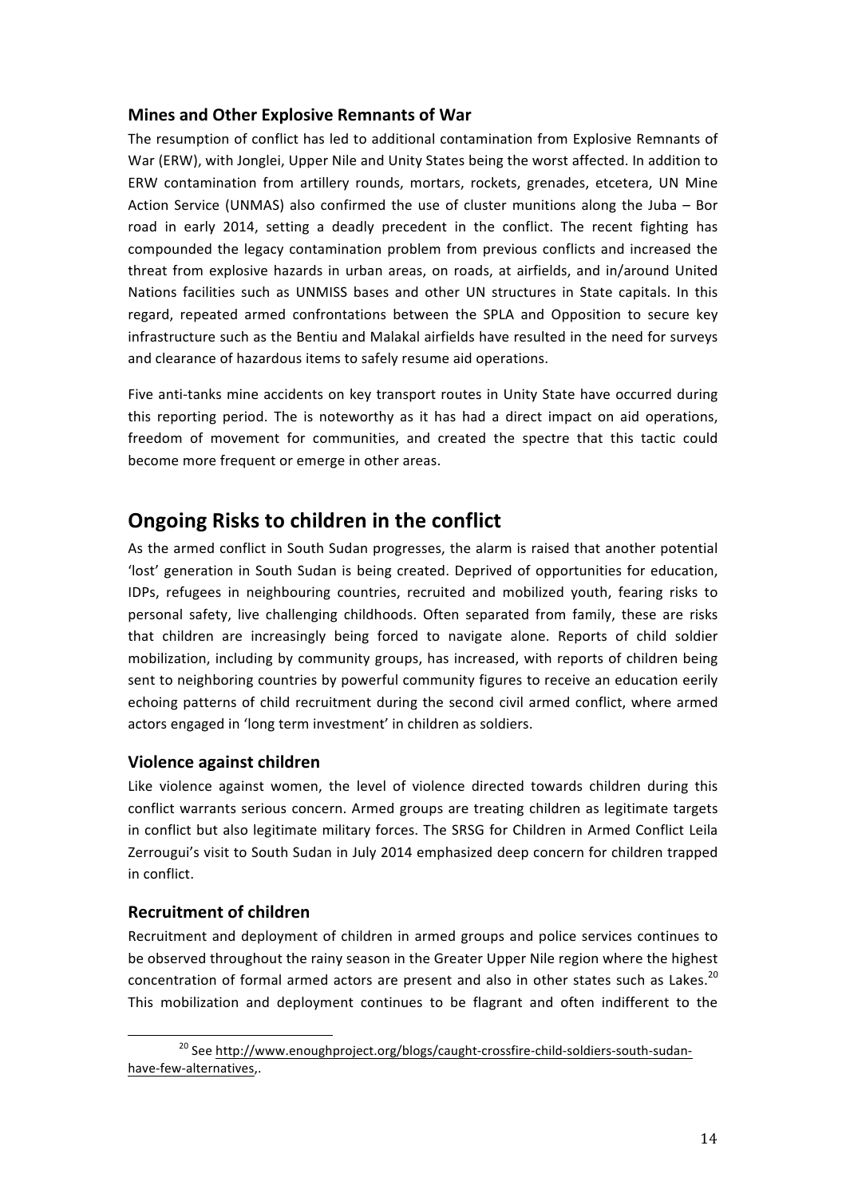### Mines and Other Explosive Remnants of War

The resumption of conflict has led to additional contamination from Explosive Remnants of War (ERW), with Jonglei, Upper Nile and Unity States being the worst affected. In addition to ERW contamination from artillery rounds, mortars, rockets, grenades, etcetera, UN Mine Action Service (UNMAS) also confirmed the use of cluster munitions along the Juba – Bor road in early 2014, setting a deadly precedent in the conflict. The recent fighting has compounded the legacy contamination problem from previous conflicts and increased the threat from explosive hazards in urban areas, on roads, at airfields, and in/around United Nations facilities such as UNMISS bases and other UN structures in State capitals. In this regard, repeated armed confrontations between the SPLA and Opposition to secure key infrastructure such as the Bentiu and Malakal airfields have resulted in the need for surveys and clearance of hazardous items to safely resume aid operations.

Five anti-tanks mine accidents on key transport routes in Unity State have occurred during this reporting period. The is noteworthy as it has had a direct impact on aid operations, freedom of movement for communities, and created the spectre that this tactic could become more frequent or emerge in other areas.

## Ongoing Risks to children in the conflict

As the armed conflict in South Sudan progresses, the alarm is raised that another potential 'lost' generation in South Sudan is being created. Deprived of opportunities for education, IDPs, refugees in neighbouring countries, recruited and mobilized youth, fearing risks to personal safety, live challenging childhoods. Often separated from family, these are risks that children are increasingly being forced to navigate alone. Reports of child soldier mobilization, including by community groups, has increased, with reports of children being sent to neighboring countries by powerful community figures to receive an education eerily echoing patterns of child recruitment during the second civil armed conflict, where armed actors engaged in 'long term investment' in children as soldiers.

### Violence against children

Like violence against women, the level of violence directed towards children during this conflict warrants serious concern. Armed groups are treating children as legitimate targets in conflict but also legitimate military forces. The SRSG for Children in Armed Conflict Leila Zerrougui's visit to South Sudan in July 2014 emphasized deep concern for children trapped in conflict.

### Recruitment of children

Recruitment and deployment of children in armed groups and police services continues to be observed throughout the rainy season in the Greater Upper Nile region where the highest concentration of formal armed actors are present and also in other states such as Lakes.[20] This mobilization and deployment continues to be flagrant and often indifferent to the

[20] See http://www.enoughproject.org/blogs/caught-crossfire-child-soldiers-south-sudan-have-few-alternatives,.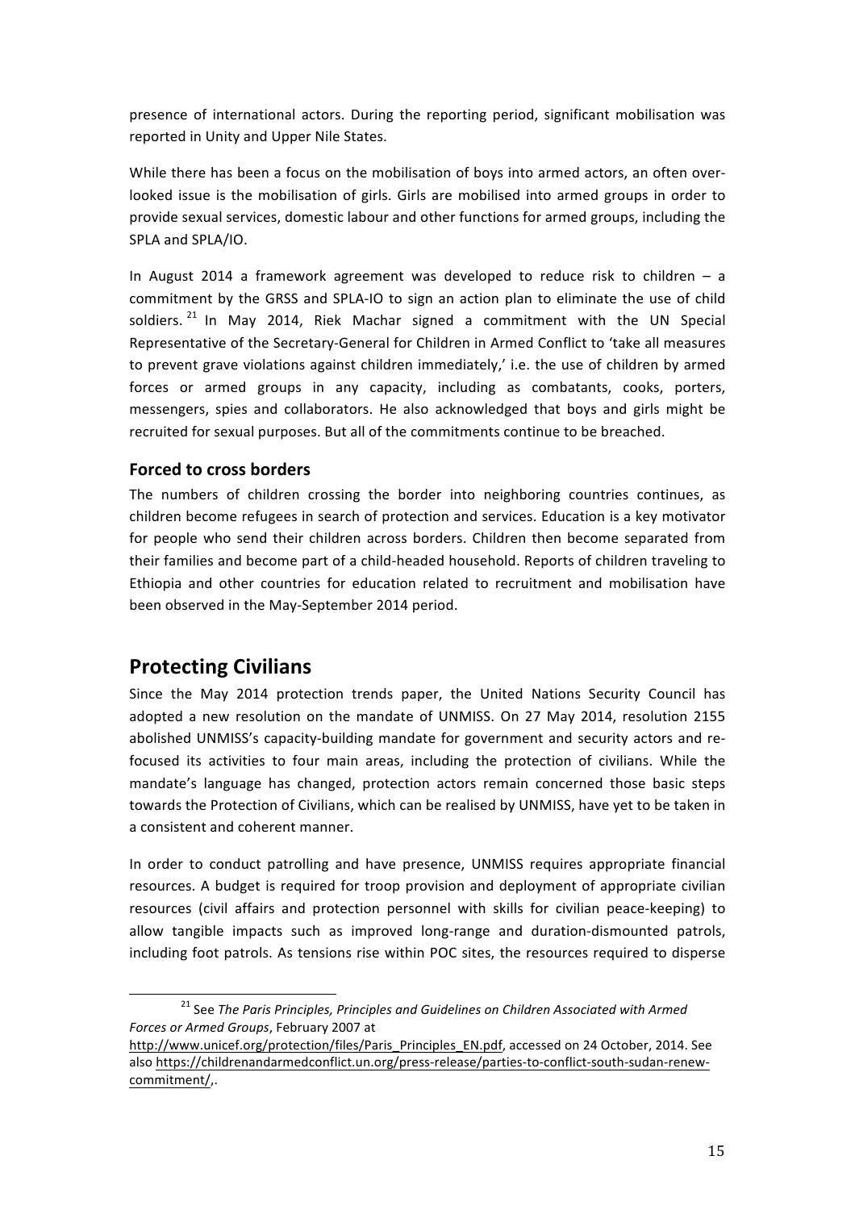presence of international actors. During the reporting period, significant mobilisation was reported in Unity and Upper Nile States.

While there has been a focus on the mobilisation of boys into armed actors, an often over-looked issue is the mobilisation of girls. Girls are mobilised into armed groups in order to provide sexual services, domestic labour and other functions for armed groups, including the SPLA and SPLA/IO.

In August 2014 a framework agreement was developed to reduce risk to children – a commitment by the GRSS and SPLA-IO to sign an action plan to eliminate the use of child soldiers.[21] In May 2014, Riek Machar signed a commitment with the UN Special Representative of the Secretary-General for Children in Armed Conflict to 'take all measures to prevent grave violations against children immediately,' i.e. the use of children by armed forces or armed groups in any capacity, including as combatants, cooks, porters, messengers, spies and collaborators. He also acknowledged that boys and girls might be recruited for sexual purposes. But all of the commitments continue to be breached.

### Forced to cross borders

The numbers of children crossing the border into neighboring countries continues, as children become refugees in search of protection and services. Education is a key motivator for people who send their children across borders. Children then become separated from their families and become part of a child-headed household. Reports of children traveling to Ethiopia and other countries for education related to recruitment and mobilisation have been observed in the May-September 2014 period.

## Protecting Civilians

Since the May 2014 protection trends paper, the United Nations Security Council has adopted a new resolution on the mandate of UNMISS. On 27 May 2014, resolution 2155 abolished UNMISS's capacity-building mandate for government and security actors and re-focused its activities to four main areas, including the protection of civilians. While the mandate's language has changed, protection actors remain concerned those basic steps towards the Protection of Civilians, which can be realised by UNMISS, have yet to be taken in a consistent and coherent manner.

In order to conduct patrolling and have presence, UNMISS requires appropriate financial resources. A budget is required for troop provision and deployment of appropriate civilian resources (civil affairs and protection personnel with skills for civilian peace-keeping) to allow tangible impacts such as improved long-range and duration-dismounted patrols, including foot patrols. As tensions rise within POC sites, the resources required to disperse

---

[21] See *The Paris Principles, Principles and Guidelines on Children Associated with Armed Forces or Armed Groups*, February 2007 at http://www.unicef.org/protection/files/Paris_Principles_EN.pdf, accessed on 24 October, 2014. See also https://childrenandarmedconflict.un.org/press-release/parties-to-conflict-south-sudan-renew-commitment/,.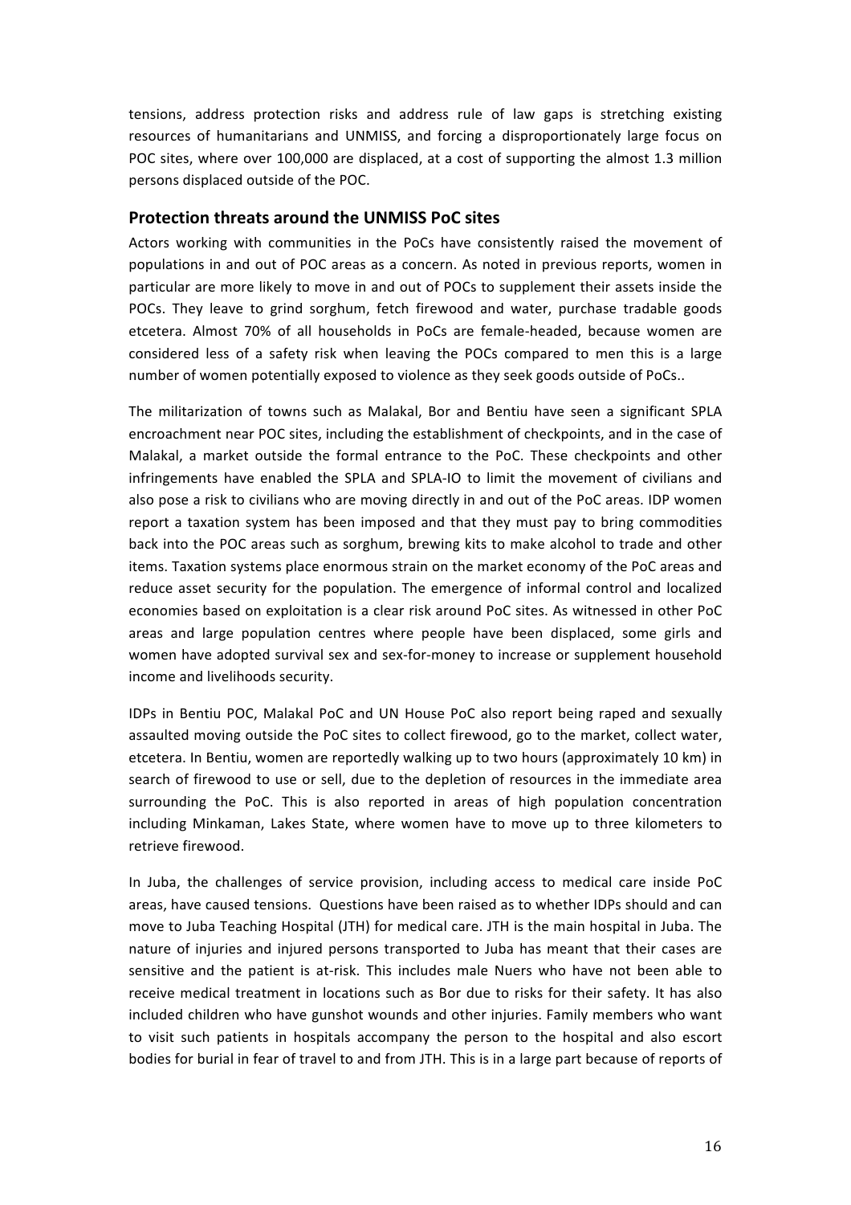tensions, address protection risks and address rule of law gaps is stretching existing resources of humanitarians and UNMISS, and forcing a disproportionately large focus on POC sites, where over 100,000 are displaced, at a cost of supporting the almost 1.3 million persons displaced outside of the POC.

## Protection threats around the UNMISS PoC sites

Actors working with communities in the PoCs have consistently raised the movement of populations in and out of POC areas as a concern. As noted in previous reports, women in particular are more likely to move in and out of POCs to supplement their assets inside the POCs. They leave to grind sorghum, fetch firewood and water, purchase tradable goods etcetera. Almost 70% of all households in PoCs are female-headed, because women are considered less of a safety risk when leaving the POCs compared to men this is a large number of women potentially exposed to violence as they seek goods outside of PoCs..

The militarization of towns such as Malakal, Bor and Bentiu have seen a significant SPLA encroachment near POC sites, including the establishment of checkpoints, and in the case of Malakal, a market outside the formal entrance to the PoC. These checkpoints and other infringements have enabled the SPLA and SPLA-IO to limit the movement of civilians and also pose a risk to civilians who are moving directly in and out of the PoC areas. IDP women report a taxation system has been imposed and that they must pay to bring commodities back into the POC areas such as sorghum, brewing kits to make alcohol to trade and other items. Taxation systems place enormous strain on the market economy of the PoC areas and reduce asset security for the population. The emergence of informal control and localized economies based on exploitation is a clear risk around PoC sites. As witnessed in other PoC areas and large population centres where people have been displaced, some girls and women have adopted survival sex and sex-for-money to increase or supplement household income and livelihoods security.

IDPs in Bentiu POC, Malakal PoC and UN House PoC also report being raped and sexually assaulted moving outside the PoC sites to collect firewood, go to the market, collect water, etcetera. In Bentiu, women are reportedly walking up to two hours (approximately 10 km) in search of firewood to use or sell, due to the depletion of resources in the immediate area surrounding the PoC. This is also reported in areas of high population concentration including Minkaman, Lakes State, where women have to move up to three kilometers to retrieve firewood.

In Juba, the challenges of service provision, including access to medical care inside PoC areas, have caused tensions. Questions have been raised as to whether IDPs should and can move to Juba Teaching Hospital (JTH) for medical care. JTH is the main hospital in Juba. The nature of injuries and injured persons transported to Juba has meant that their cases are sensitive and the patient is at-risk. This includes male Nuers who have not been able to receive medical treatment in locations such as Bor due to risks for their safety. It has also included children who have gunshot wounds and other injuries. Family members who want to visit such patients in hospitals accompany the person to the hospital and also escort bodies for burial in fear of travel to and from JTH. This is in a large part because of reports of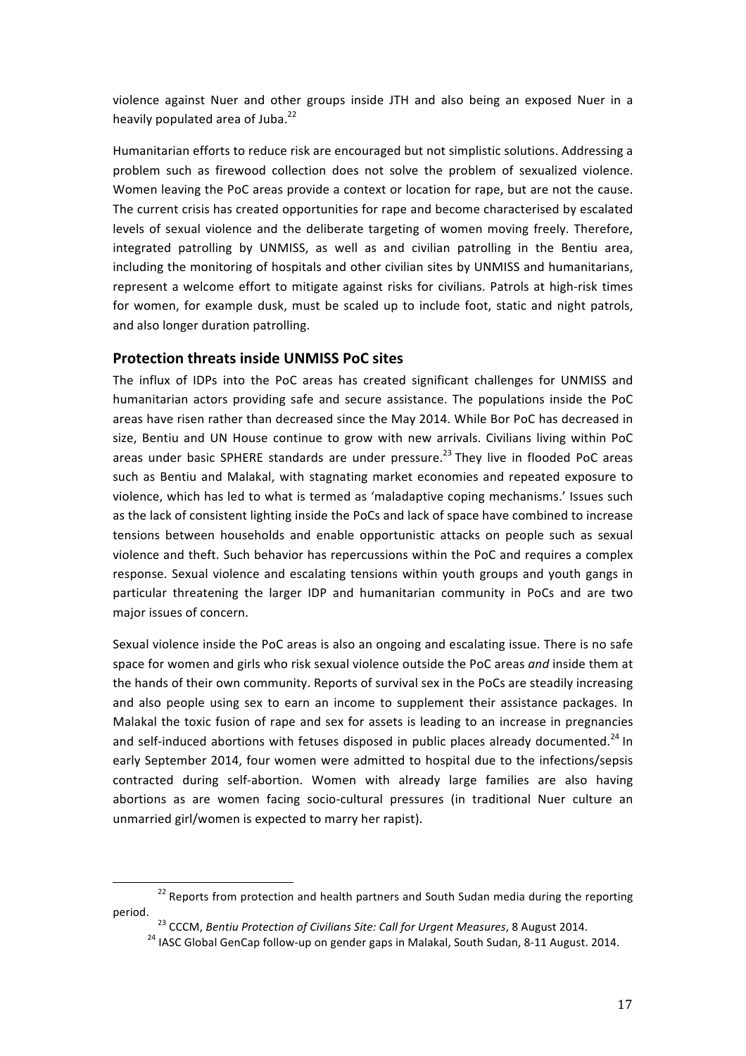violence against Nuer and other groups inside JTH and also being an exposed Nuer in a heavily populated area of Juba.[22]

Humanitarian efforts to reduce risk are encouraged but not simplistic solutions. Addressing a problem such as firewood collection does not solve the problem of sexualized violence. Women leaving the PoC areas provide a context or location for rape, but are not the cause. The current crisis has created opportunities for rape and become characterised by escalated levels of sexual violence and the deliberate targeting of women moving freely. Therefore, integrated patrolling by UNMISS, as well as and civilian patrolling in the Bentiu area, including the monitoring of hospitals and other civilian sites by UNMISS and humanitarians, represent a welcome effort to mitigate against risks for civilians. Patrols at high-risk times for women, for example dusk, must be scaled up to include foot, static and night patrols, and also longer duration patrolling.

## Protection threats inside UNMISS PoC sites

The influx of IDPs into the PoC areas has created significant challenges for UNMISS and humanitarian actors providing safe and secure assistance. The populations inside the PoC areas have risen rather than decreased since the May 2014. While Bor PoC has decreased in size, Bentiu and UN House continue to grow with new arrivals. Civilians living within PoC areas under basic SPHERE standards are under pressure.[23] They live in flooded PoC areas such as Bentiu and Malakal, with stagnating market economies and repeated exposure to violence, which has led to what is termed as 'maladaptive coping mechanisms.' Issues such as the lack of consistent lighting inside the PoCs and lack of space have combined to increase tensions between households and enable opportunistic attacks on people such as sexual violence and theft. Such behavior has repercussions within the PoC and requires a complex response. Sexual violence and escalating tensions within youth groups and youth gangs in particular threatening the larger IDP and humanitarian community in PoCs and are two major issues of concern.

Sexual violence inside the PoC areas is also an ongoing and escalating issue. There is no safe space for women and girls who risk sexual violence outside the PoC areas *and* inside them at the hands of their own community. Reports of survival sex in the PoCs are steadily increasing and also people using sex to earn an income to supplement their assistance packages. In Malakal the toxic fusion of rape and sex for assets is leading to an increase in pregnancies and self-induced abortions with fetuses disposed in public places already documented.[24] In early September 2014, four women were admitted to hospital due to the infections/sepsis contracted during self-abortion. Women with already large families are also having abortions as are women facing socio-cultural pressures (in traditional Nuer culture an unmarried girl/women is expected to marry her rapist).

---

[22] Reports from protection and health partners and South Sudan media during the reporting period.

[23] CCCM, *Bentiu Protection of Civilians Site: Call for Urgent Measures*, 8 August 2014.

[24] IASC Global GenCap follow-up on gender gaps in Malakal, South Sudan, 8-11 August. 2014.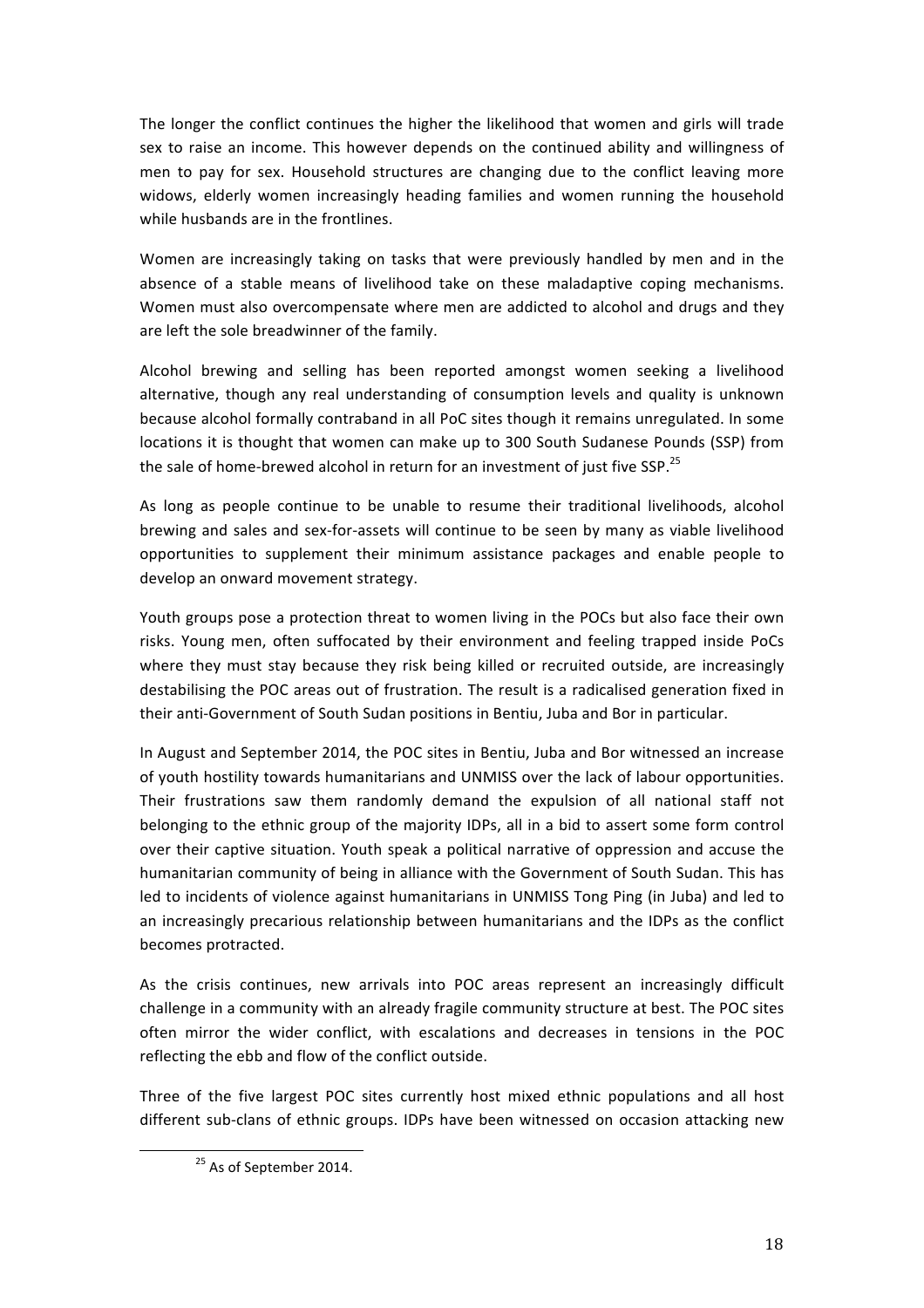The longer the conflict continues the higher the likelihood that women and girls will trade sex to raise an income. This however depends on the continued ability and willingness of men to pay for sex. Household structures are changing due to the conflict leaving more widows, elderly women increasingly heading families and women running the household while husbands are in the frontlines.

Women are increasingly taking on tasks that were previously handled by men and in the absence of a stable means of livelihood take on these maladaptive coping mechanisms. Women must also overcompensate where men are addicted to alcohol and drugs and they are left the sole breadwinner of the family.

Alcohol brewing and selling has been reported amongst women seeking a livelihood alternative, though any real understanding of consumption levels and quality is unknown because alcohol formally contraband in all PoC sites though it remains unregulated. In some locations it is thought that women can make up to 300 South Sudanese Pounds (SSP) from the sale of home-brewed alcohol in return for an investment of just five SSP.[25]

As long as people continue to be unable to resume their traditional livelihoods, alcohol brewing and sales and sex-for-assets will continue to be seen by many as viable livelihood opportunities to supplement their minimum assistance packages and enable people to develop an onward movement strategy.

Youth groups pose a protection threat to women living in the POCs but also face their own risks. Young men, often suffocated by their environment and feeling trapped inside PoCs where they must stay because they risk being killed or recruited outside, are increasingly destabilising the POC areas out of frustration. The result is a radicalised generation fixed in their anti-Government of South Sudan positions in Bentiu, Juba and Bor in particular.

In August and September 2014, the POC sites in Bentiu, Juba and Bor witnessed an increase of youth hostility towards humanitarians and UNMISS over the lack of labour opportunities. Their frustrations saw them randomly demand the expulsion of all national staff not belonging to the ethnic group of the majority IDPs, all in a bid to assert some form control over their captive situation. Youth speak a political narrative of oppression and accuse the humanitarian community of being in alliance with the Government of South Sudan. This has led to incidents of violence against humanitarians in UNMISS Tong Ping (in Juba) and led to an increasingly precarious relationship between humanitarians and the IDPs as the conflict becomes protracted.

As the crisis continues, new arrivals into POC areas represent an increasingly difficult challenge in a community with an already fragile community structure at best. The POC sites often mirror the wider conflict, with escalations and decreases in tensions in the POC reflecting the ebb and flow of the conflict outside.

Three of the five largest POC sites currently host mixed ethnic populations and all host different sub-clans of ethnic groups. IDPs have been witnessed on occasion attacking new

[25] As of September 2014.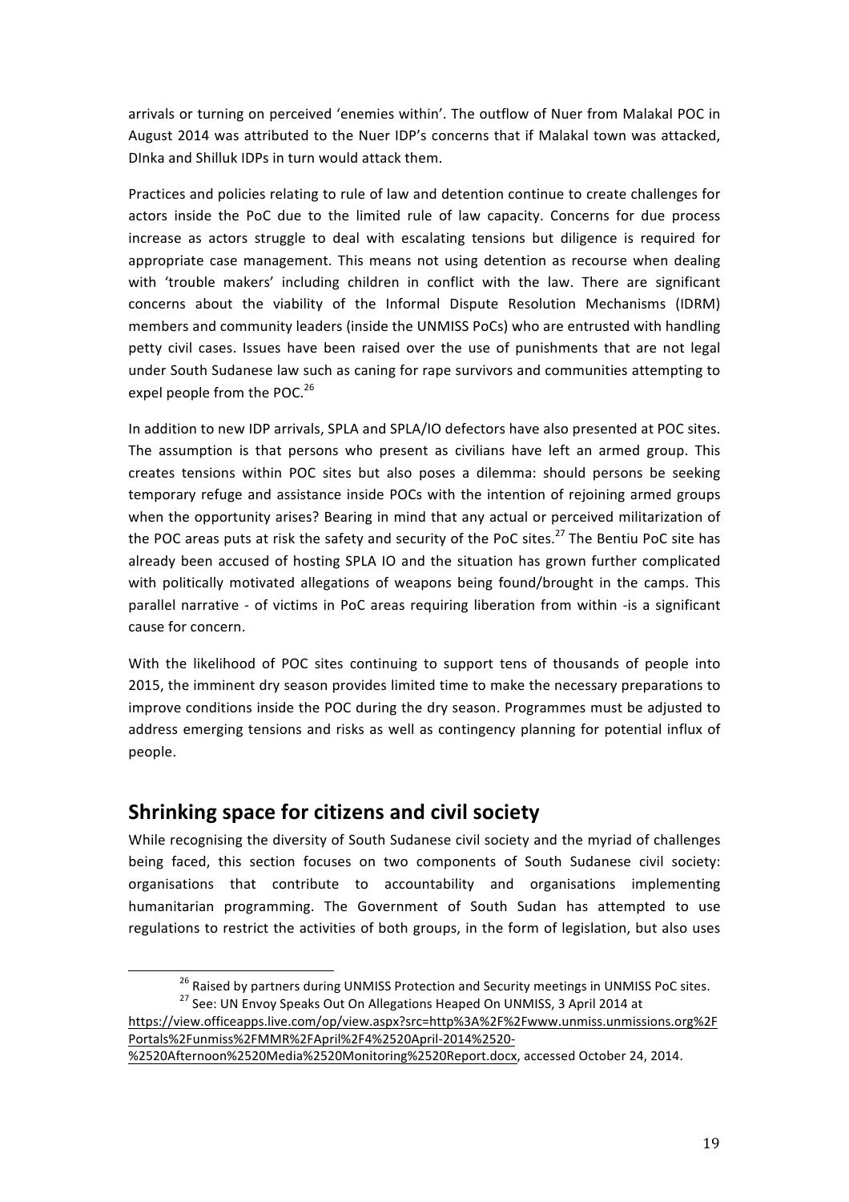arrivals or turning on perceived 'enemies within'. The outflow of Nuer from Malakal POC in August 2014 was attributed to the Nuer IDP's concerns that if Malakal town was attacked, DInka and Shilluk IDPs in turn would attack them.

Practices and policies relating to rule of law and detention continue to create challenges for actors inside the PoC due to the limited rule of law capacity. Concerns for due process increase as actors struggle to deal with escalating tensions but diligence is required for appropriate case management. This means not using detention as recourse when dealing with 'trouble makers' including children in conflict with the law. There are significant concerns about the viability of the Informal Dispute Resolution Mechanisms (IDRM) members and community leaders (inside the UNMISS PoCs) who are entrusted with handling petty civil cases. Issues have been raised over the use of punishments that are not legal under South Sudanese law such as caning for rape survivors and communities attempting to expel people from the POC.[26]

In addition to new IDP arrivals, SPLA and SPLA/IO defectors have also presented at POC sites. The assumption is that persons who present as civilians have left an armed group. This creates tensions within POC sites but also poses a dilemma: should persons be seeking temporary refuge and assistance inside POCs with the intention of rejoining armed groups when the opportunity arises? Bearing in mind that any actual or perceived militarization of the POC areas puts at risk the safety and security of the PoC sites.[27] The Bentiu PoC site has already been accused of hosting SPLA IO and the situation has grown further complicated with politically motivated allegations of weapons being found/brought in the camps. This parallel narrative - of victims in PoC areas requiring liberation from within -is a significant cause for concern.

With the likelihood of POC sites continuing to support tens of thousands of people into 2015, the imminent dry season provides limited time to make the necessary preparations to improve conditions inside the POC during the dry season. Programmes must be adjusted to address emerging tensions and risks as well as contingency planning for potential influx of people.

## Shrinking space for citizens and civil society

While recognising the diversity of South Sudanese civil society and the myriad of challenges being faced, this section focuses on two components of South Sudanese civil society: organisations that contribute to accountability and organisations implementing humanitarian programming. The Government of South Sudan has attempted to use regulations to restrict the activities of both groups, in the form of legislation, but also uses

---

[26] Raised by partners during UNMISS Protection and Security meetings in UNMISS PoC sites.

[27] See: UN Envoy Speaks Out On Allegations Heaped On UNMISS, 3 April 2014 at https://view.officeapps.live.com/op/view.aspx?src=http%3A%2F%2Fwww.unmiss.unmissions.org%2FPortals%2Funmiss%2FMMR%2FApril%2F4%2520April-2014%2520-%2520Afternoon%2520Media%2520Monitoring%2520Report.docx, accessed October 24, 2014.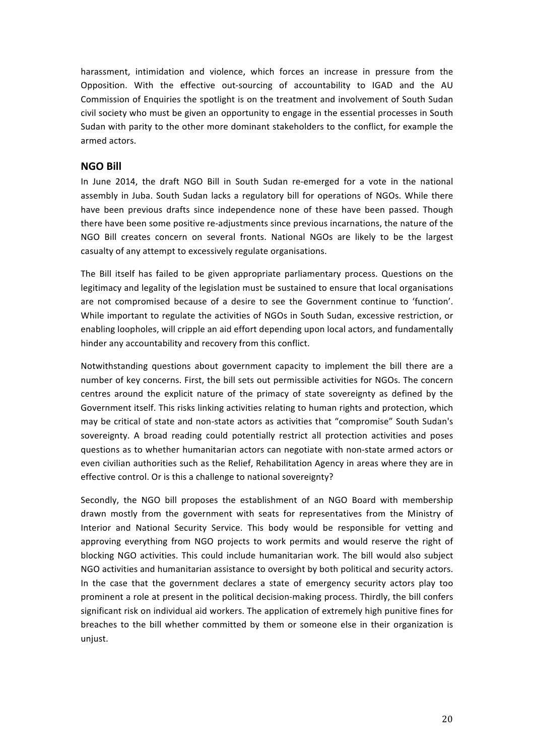harassment, intimidation and violence, which forces an increase in pressure from the Opposition. With the effective out-sourcing of accountability to IGAD and the AU Commission of Enquiries the spotlight is on the treatment and involvement of South Sudan civil society who must be given an opportunity to engage in the essential processes in South Sudan with parity to the other more dominant stakeholders to the conflict, for example the armed actors.

## NGO Bill

In June 2014, the draft NGO Bill in South Sudan re-emerged for a vote in the national assembly in Juba. South Sudan lacks a regulatory bill for operations of NGOs. While there have been previous drafts since independence none of these have been passed. Though there have been some positive re-adjustments since previous incarnations, the nature of the NGO Bill creates concern on several fronts. National NGOs are likely to be the largest casualty of any attempt to excessively regulate organisations.

The Bill itself has failed to be given appropriate parliamentary process. Questions on the legitimacy and legality of the legislation must be sustained to ensure that local organisations are not compromised because of a desire to see the Government continue to 'function'. While important to regulate the activities of NGOs in South Sudan, excessive restriction, or enabling loopholes, will cripple an aid effort depending upon local actors, and fundamentally hinder any accountability and recovery from this conflict.

Notwithstanding questions about government capacity to implement the bill there are a number of key concerns. First, the bill sets out permissible activities for NGOs. The concern centres around the explicit nature of the primacy of state sovereignty as defined by the Government itself. This risks linking activities relating to human rights and protection, which may be critical of state and non-state actors as activities that "compromise" South Sudan's sovereignty. A broad reading could potentially restrict all protection activities and poses questions as to whether humanitarian actors can negotiate with non-state armed actors or even civilian authorities such as the Relief, Rehabilitation Agency in areas where they are in effective control. Or is this a challenge to national sovereignty?

Secondly, the NGO bill proposes the establishment of an NGO Board with membership drawn mostly from the government with seats for representatives from the Ministry of Interior and National Security Service. This body would be responsible for vetting and approving everything from NGO projects to work permits and would reserve the right of blocking NGO activities. This could include humanitarian work. The bill would also subject NGO activities and humanitarian assistance to oversight by both political and security actors. In the case that the government declares a state of emergency security actors play too prominent a role at present in the political decision-making process. Thirdly, the bill confers significant risk on individual aid workers. The application of extremely high punitive fines for breaches to the bill whether committed by them or someone else in their organization is unjust.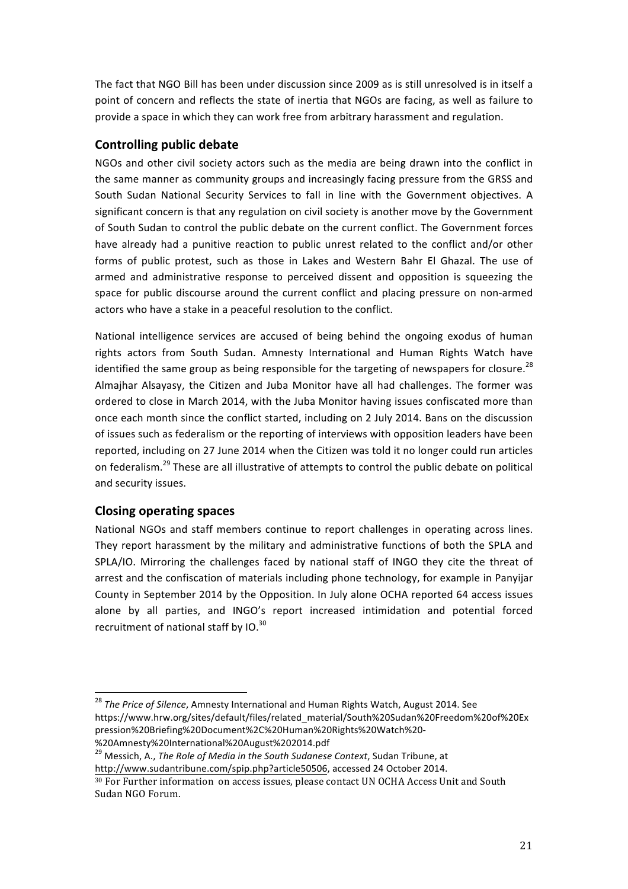The fact that NGO Bill has been under discussion since 2009 as is still unresolved is in itself a point of concern and reflects the state of inertia that NGOs are facing, as well as failure to provide a space in which they can work free from arbitrary harassment and regulation.

## Controlling public debate

NGOs and other civil society actors such as the media are being drawn into the conflict in the same manner as community groups and increasingly facing pressure from the GRSS and South Sudan National Security Services to fall in line with the Government objectives. A significant concern is that any regulation on civil society is another move by the Government of South Sudan to control the public debate on the current conflict. The Government forces have already had a punitive reaction to public unrest related to the conflict and/or other forms of public protest, such as those in Lakes and Western Bahr El Ghazal. The use of armed and administrative response to perceived dissent and opposition is squeezing the space for public discourse around the current conflict and placing pressure on non-armed actors who have a stake in a peaceful resolution to the conflict.

National intelligence services are accused of being behind the ongoing exodus of human rights actors from South Sudan. Amnesty International and Human Rights Watch have identified the same group as being responsible for the targeting of newspapers for closure.[28] Almajhar Alsayasy, the Citizen and Juba Monitor have all had challenges. The former was ordered to close in March 2014, with the Juba Monitor having issues confiscated more than once each month since the conflict started, including on 2 July 2014. Bans on the discussion of issues such as federalism or the reporting of interviews with opposition leaders have been reported, including on 27 June 2014 when the Citizen was told it no longer could run articles on federalism.[29] These are all illustrative of attempts to control the public debate on political and security issues.

## Closing operating spaces

National NGOs and staff members continue to report challenges in operating across lines. They report harassment by the military and administrative functions of both the SPLA and SPLA/IO. Mirroring the challenges faced by national staff of INGO they cite the threat of arrest and the confiscation of materials including phone technology, for example in Panyijar County in September 2014 by the Opposition. In July alone OCHA reported 64 access issues alone by all parties, and INGO's report increased intimidation and potential forced recruitment of national staff by IO.[30]

---

[28] *The Price of Silence*, Amnesty International and Human Rights Watch, August 2014. See https://www.hrw.org/sites/default/files/related_material/South%20Sudan%20Freedom%20of%20Expression%20Briefing%20Document%2C%20Human%20Rights%20Watch%20-%20Amnesty%20International%20August%202014.pdf

[29] Messich, A., *The Role of Media in the South Sudanese Context*, Sudan Tribune, at http://www.sudantribune.com/spip.php?article50506, accessed 24 October 2014.

[30] For Further information on access issues, please contact UN OCHA Access Unit and South Sudan NGO Forum.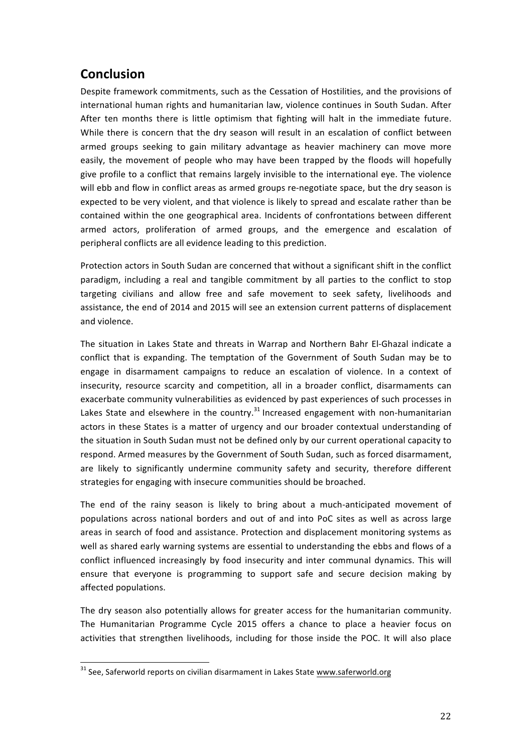## Conclusion

Despite framework commitments, such as the Cessation of Hostilities, and the provisions of international human rights and humanitarian law, violence continues in South Sudan. After After ten months there is little optimism that fighting will halt in the immediate future. While there is concern that the dry season will result in an escalation of conflict between armed groups seeking to gain military advantage as heavier machinery can move more easily, the movement of people who may have been trapped by the floods will hopefully give profile to a conflict that remains largely invisible to the international eye. The violence will ebb and flow in conflict areas as armed groups re-negotiate space, but the dry season is expected to be very violent, and that violence is likely to spread and escalate rather than be contained within the one geographical area. Incidents of confrontations between different armed actors, proliferation of armed groups, and the emergence and escalation of peripheral conflicts are all evidence leading to this prediction.

Protection actors in South Sudan are concerned that without a significant shift in the conflict paradigm, including a real and tangible commitment by all parties to the conflict to stop targeting civilians and allow free and safe movement to seek safety, livelihoods and assistance, the end of 2014 and 2015 will see an extension current patterns of displacement and violence.

The situation in Lakes State and threats in Warrap and Northern Bahr El-Ghazal indicate a conflict that is expanding. The temptation of the Government of South Sudan may be to engage in disarmament campaigns to reduce an escalation of violence. In a context of insecurity, resource scarcity and competition, all in a broader conflict, disarmaments can exacerbate community vulnerabilities as evidenced by past experiences of such processes in Lakes State and elsewhere in the country.[31] Increased engagement with non-humanitarian actors in these States is a matter of urgency and our broader contextual understanding of the situation in South Sudan must not be defined only by our current operational capacity to respond. Armed measures by the Government of South Sudan, such as forced disarmament, are likely to significantly undermine community safety and security, therefore different strategies for engaging with insecure communities should be broached.

The end of the rainy season is likely to bring about a much-anticipated movement of populations across national borders and out of and into PoC sites as well as across large areas in search of food and assistance. Protection and displacement monitoring systems as well as shared early warning systems are essential to understanding the ebbs and flows of a conflict influenced increasingly by food insecurity and inter communal dynamics. This will ensure that everyone is programming to support safe and secure decision making by affected populations.

The dry season also potentially allows for greater access for the humanitarian community. The Humanitarian Programme Cycle 2015 offers a chance to place a heavier focus on activities that strengthen livelihoods, including for those inside the POC. It will also place

[31] See, Saferworld reports on civilian disarmament in Lakes State www.saferworld.org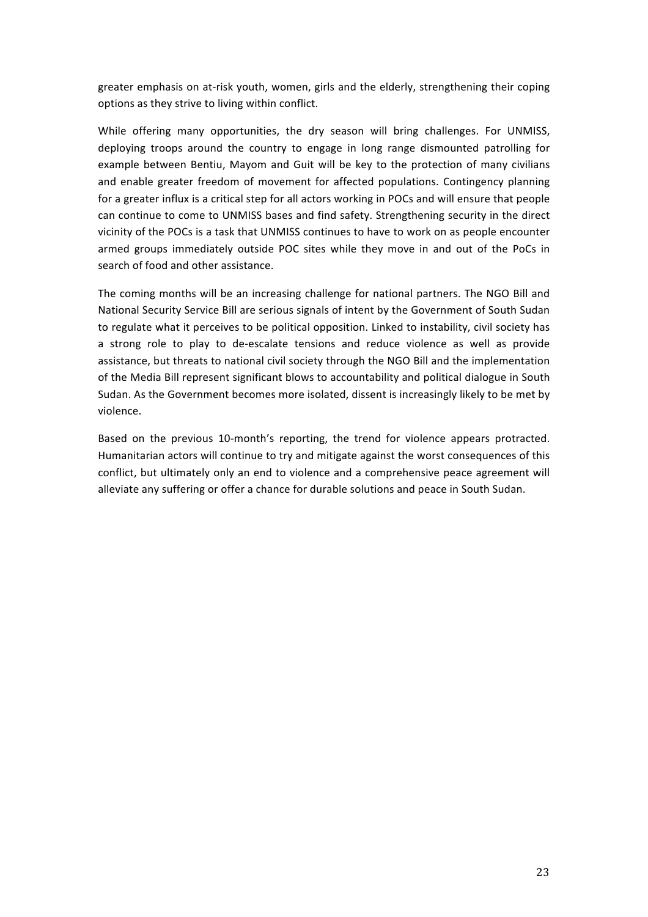greater emphasis on at-risk youth, women, girls and the elderly, strengthening their coping options as they strive to living within conflict.

While offering many opportunities, the dry season will bring challenges. For UNMISS, deploying troops around the country to engage in long range dismounted patrolling for example between Bentiu, Mayom and Guit will be key to the protection of many civilians and enable greater freedom of movement for affected populations. Contingency planning for a greater influx is a critical step for all actors working in POCs and will ensure that people can continue to come to UNMISS bases and find safety. Strengthening security in the direct vicinity of the POCs is a task that UNMISS continues to have to work on as people encounter armed groups immediately outside POC sites while they move in and out of the PoCs in search of food and other assistance.

The coming months will be an increasing challenge for national partners. The NGO Bill and National Security Service Bill are serious signals of intent by the Government of South Sudan to regulate what it perceives to be political opposition. Linked to instability, civil society has a strong role to play to de-escalate tensions and reduce violence as well as provide assistance, but threats to national civil society through the NGO Bill and the implementation of the Media Bill represent significant blows to accountability and political dialogue in South Sudan. As the Government becomes more isolated, dissent is increasingly likely to be met by violence.

Based on the previous 10-month's reporting, the trend for violence appears protracted. Humanitarian actors will continue to try and mitigate against the worst consequences of this conflict, but ultimately only an end to violence and a comprehensive peace agreement will alleviate any suffering or offer a chance for durable solutions and peace in South Sudan.